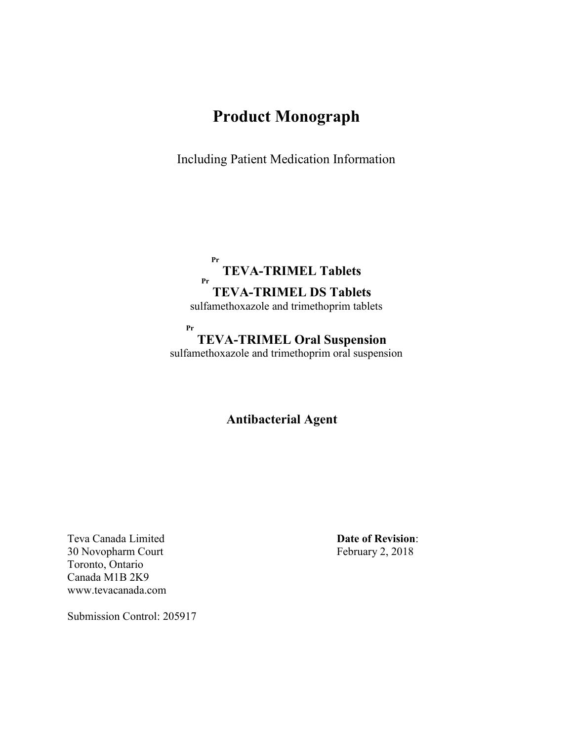# Product Monograph

Including Patient Medication Information

**Pr TEVA-TRIMEL Tablets**

**Pr TEVA-TRIMEL DS Tablets**

sulfamethoxazole and trimethoprim tablets

**Pr TEVA-TRIMEL Oral Suspension**

sulfamethoxazole and trimethoprim oral suspension

**Antibacterial Agent**

Teva Canada Limited
30 Novopharm Court
Toronto, Ontario
Canada M1B 2K9
www.tevacanada.com

**Date of Revision**:
February 2, 2018

Submission Control: 205917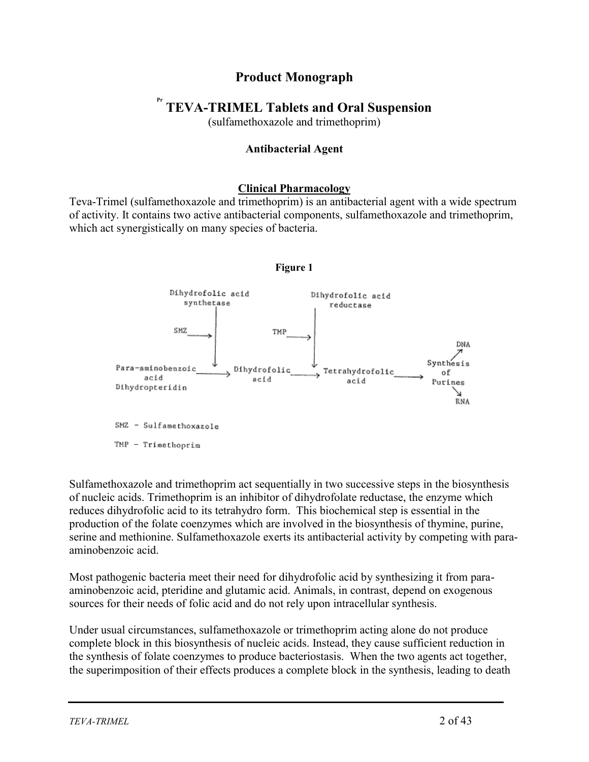# Product Monograph

## Pr TEVA-TRIMEL Tablets and Oral Suspension

(sulfamethoxazole and trimethoprim)

**Antibacterial Agent**

### Clinical Pharmacology

Teva-Trimel (sulfamethoxazole and trimethoprim) is an antibacterial agent with a wide spectrum of activity. It contains two active antibacterial components, sulfamethoxazole and trimethoprim, which act synergistically on many species of bacteria.

**Figure 1**

Dihydrofolic acid synthetase

SMZ

Dihydrofolic acid reductase

TMP

Para-aminobenzoic acid Dihydropteridin

Dihydrofolic acid

Tetrahydrofolic acid

Synthesis of Purines

DNA

RNA

SMZ - Sulfamethoxazole

TMP - Trimethoprim

Sulfamethoxazole and trimethoprim act sequentially in two successive steps in the biosynthesis of nucleic acids. Trimethoprim is an inhibitor of dihydrofolate reductase, the enzyme which reduces dihydrofolic acid to its tetrahydro form. This biochemical step is essential in the production of the folate coenzymes which are involved in the biosynthesis of thymine, purine, serine and methionine. Sulfamethoxazole exerts its antibacterial activity by competing with para-aminobenzoic acid.

Most pathogenic bacteria meet their need for dihydrofolic acid by synthesizing it from para-aminobenzoic acid, pteridine and glutamic acid. Animals, in contrast, depend on exogenous sources for their needs of folic acid and do not rely upon intracellular synthesis.

Under usual circumstances, sulfamethoxazole or trimethoprim acting alone do not produce complete block in this biosynthesis of nucleic acids. Instead, they cause sufficient reduction in the synthesis of folate coenzymes to produce bacteriostasis. When the two agents act together, the superimposition of their effects produces a complete block in the synthesis, leading to death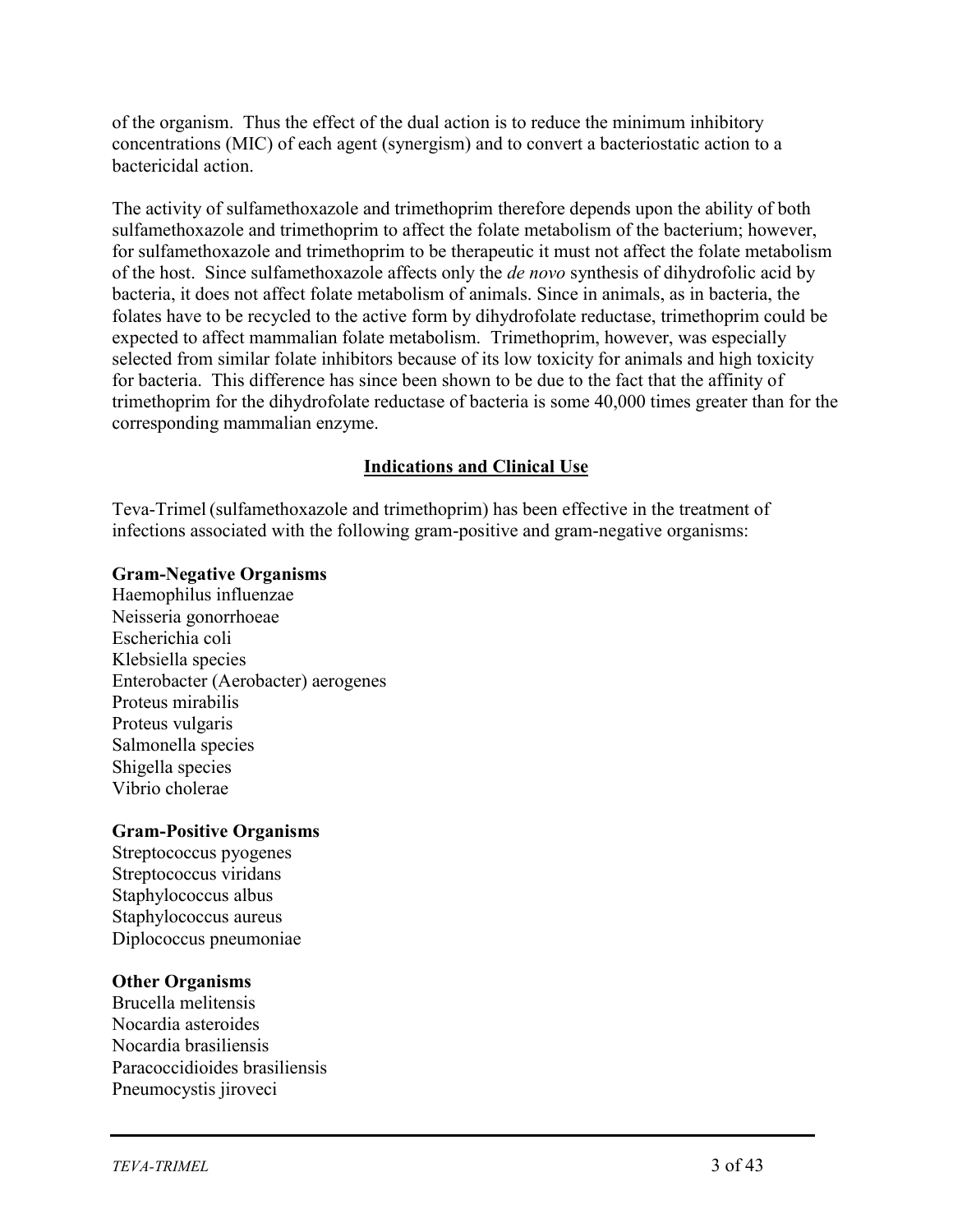of the organism. Thus the effect of the dual action is to reduce the minimum inhibitory concentrations (MIC) of each agent (synergism) and to convert a bacteriostatic action to a bactericidal action.

The activity of sulfamethoxazole and trimethoprim therefore depends upon the ability of both sulfamethoxazole and trimethoprim to affect the folate metabolism of the bacterium; however, for sulfamethoxazole and trimethoprim to be therapeutic it must not affect the folate metabolism of the host. Since sulfamethoxazole affects only the *de novo* synthesis of dihydrofolic acid by bacteria, it does not affect folate metabolism of animals. Since in animals, as in bacteria, the folates have to be recycled to the active form by dihydrofolate reductase, trimethoprim could be expected to affect mammalian folate metabolism. Trimethoprim, however, was especially selected from similar folate inhibitors because of its low toxicity for animals and high toxicity for bacteria. This difference has since been shown to be due to the fact that the affinity of trimethoprim for the dihydrofolate reductase of bacteria is some 40,000 times greater than for the corresponding mammalian enzyme.

## Indications and Clinical Use

Teva-Trimel (sulfamethoxazole and trimethoprim) has been effective in the treatment of infections associated with the following gram-positive and gram-negative organisms:

**Gram-Negative Organisms**

Haemophilus influenzae
Neisseria gonorrhoeae
Escherichia coli
Klebsiella species
Enterobacter (Aerobacter) aerogenes
Proteus mirabilis
Proteus vulgaris
Salmonella species
Shigella species
Vibrio cholerae

**Gram-Positive Organisms**

Streptococcus pyogenes
Streptococcus viridans
Staphylococcus albus
Staphylococcus aureus
Diplococcus pneumoniae

**Other Organisms**

Brucella melitensis
Nocardia asteroides
Nocardia brasiliensis
Paracoccidioides brasiliensis
Pneumocystis jiroveci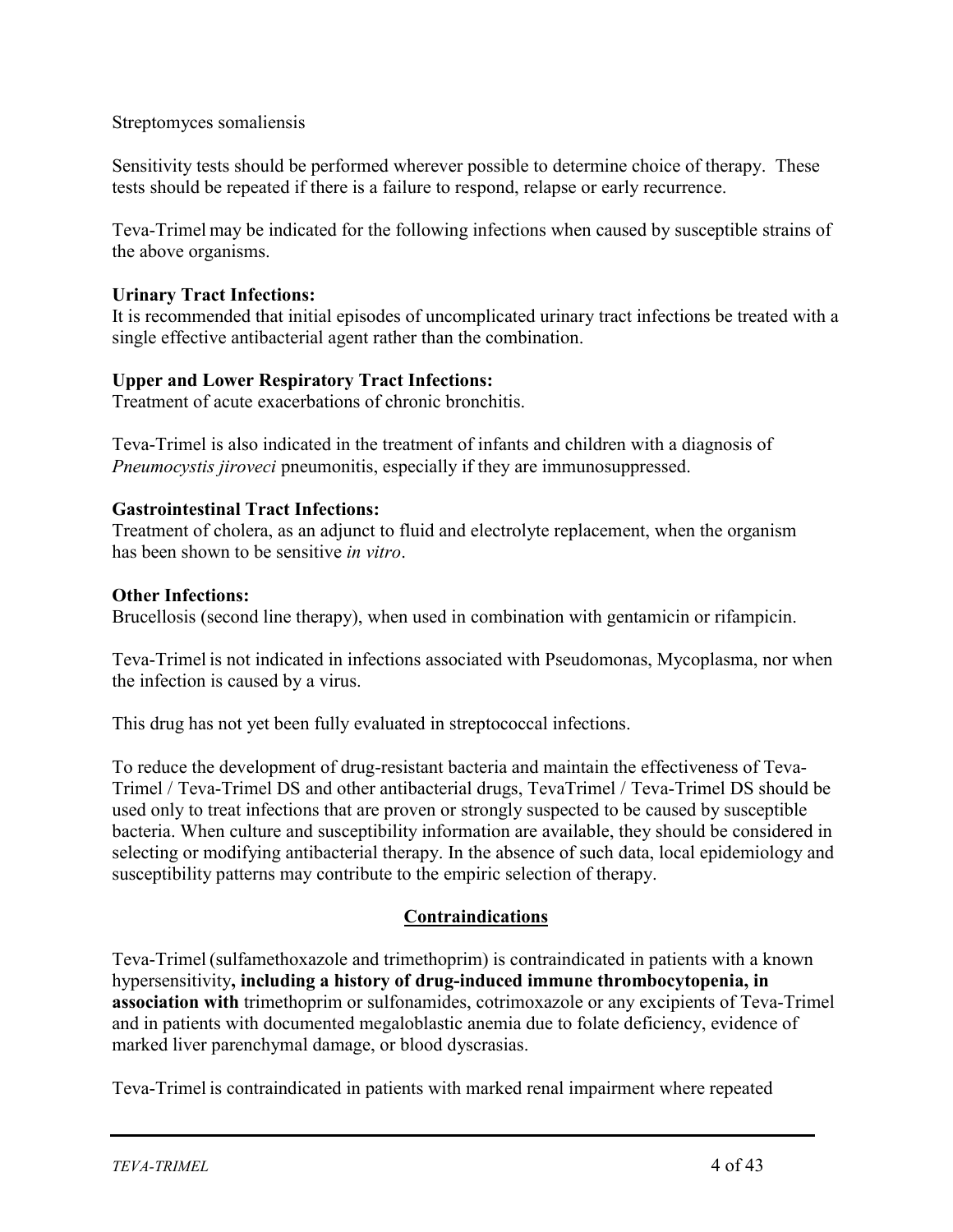Streptomyces somaliensis

Sensitivity tests should be performed wherever possible to determine choice of therapy. These tests should be repeated if there is a failure to respond, relapse or early recurrence.

Teva-Trimel may be indicated for the following infections when caused by susceptible strains of the above organisms.

**Urinary Tract Infections:**
It is recommended that initial episodes of uncomplicated urinary tract infections be treated with a single effective antibacterial agent rather than the combination.

**Upper and Lower Respiratory Tract Infections:**
Treatment of acute exacerbations of chronic bronchitis.

Teva-Trimel is also indicated in the treatment of infants and children with a diagnosis of *Pneumocystis jiroveci* pneumonitis, especially if they are immunosuppressed.

**Gastrointestinal Tract Infections:**
Treatment of cholera, as an adjunct to fluid and electrolyte replacement, when the organism has been shown to be sensitive *in vitro*.

**Other Infections:**
Brucellosis (second line therapy), when used in combination with gentamicin or rifampicin.

Teva-Trimel is not indicated in infections associated with Pseudomonas, Mycoplasma, nor when the infection is caused by a virus.

This drug has not yet been fully evaluated in streptococcal infections.

To reduce the development of drug-resistant bacteria and maintain the effectiveness of Teva-Trimel / Teva-Trimel DS and other antibacterial drugs, TevaTrimel / Teva-Trimel DS should be used only to treat infections that are proven or strongly suspected to be caused by susceptible bacteria. When culture and susceptibility information are available, they should be considered in selecting or modifying antibacterial therapy. In the absence of such data, local epidemiology and susceptibility patterns may contribute to the empiric selection of therapy.

## Contraindications

Teva-Trimel (sulfamethoxazole and trimethoprim) is contraindicated in patients with a known hypersensitivity**, including a history of drug-induced immune thrombocytopenia, in association with** trimethoprim or sulfonamides, cotrimoxazole or any excipients of Teva-Trimel and in patients with documented megaloblastic anemia due to folate deficiency, evidence of marked liver parenchymal damage, or blood dyscrasias.

Teva-Trimel is contraindicated in patients with marked renal impairment where repeated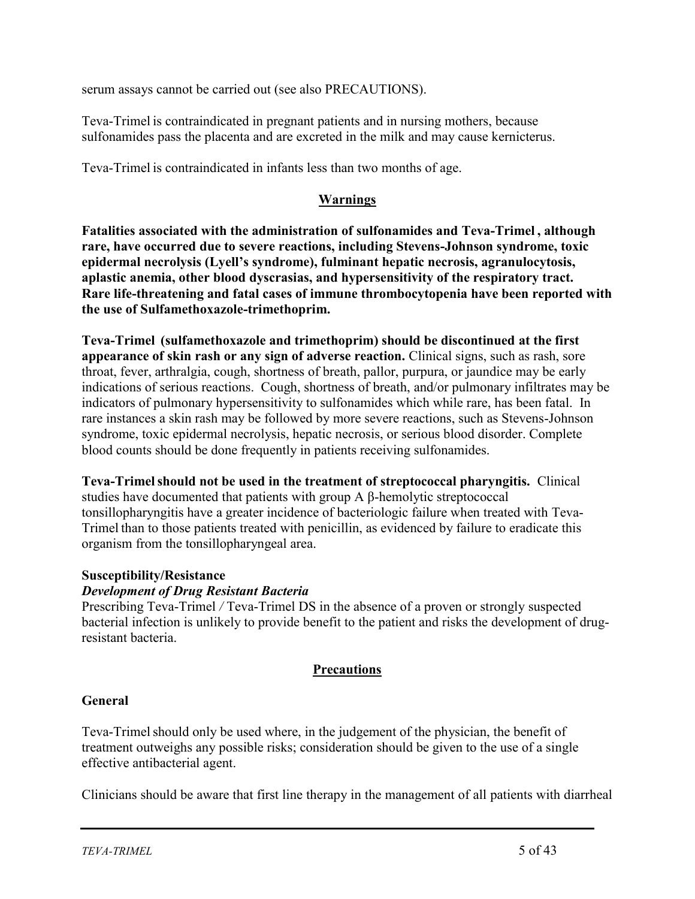serum assays cannot be carried out (see also PRECAUTIONS).

Teva-Trimel is contraindicated in pregnant patients and in nursing mothers, because sulfonamides pass the placenta and are excreted in the milk and may cause kernicterus.

Teva-Trimel is contraindicated in infants less than two months of age.

## Warnings

**Fatalities associated with the administration of sulfonamides and Teva-Trimel , although rare, have occurred due to severe reactions, including Stevens-Johnson syndrome, toxic epidermal necrolysis (Lyell's syndrome), fulminant hepatic necrosis, agranulocytosis, aplastic anemia, other blood dyscrasias, and hypersensitivity of the respiratory tract. Rare life-threatening and fatal cases of immune thrombocytopenia have been reported with the use of Sulfamethoxazole-trimethoprim.**

**Teva-Trimel (sulfamethoxazole and trimethoprim) should be discontinued at the first appearance of skin rash or any sign of adverse reaction.** Clinical signs, such as rash, sore throat, fever, arthralgia, cough, shortness of breath, pallor, purpura, or jaundice may be early indications of serious reactions. Cough, shortness of breath, and/or pulmonary infiltrates may be indicators of pulmonary hypersensitivity to sulfonamides which while rare, has been fatal. In rare instances a skin rash may be followed by more severe reactions, such as Stevens-Johnson syndrome, toxic epidermal necrolysis, hepatic necrosis, or serious blood disorder. Complete blood counts should be done frequently in patients receiving sulfonamides.

**Teva-Trimel should not be used in the treatment of streptococcal pharyngitis.** Clinical studies have documented that patients with group A β-hemolytic streptococcal tonsillopharyngitis have a greater incidence of bacteriologic failure when treated with Teva-Trimel than to those patients treated with penicillin, as evidenced by failure to eradicate this organism from the tonsillopharyngeal area.

**Susceptibility/Resistance**

***Development of Drug Resistant Bacteria***

Prescribing Teva-Trimel / Teva-Trimel DS in the absence of a proven or strongly suspected bacterial infection is unlikely to provide benefit to the patient and risks the development of drug-resistant bacteria.

## Precautions

### General

Teva-Trimel should only be used where, in the judgement of the physician, the benefit of treatment outweighs any possible risks; consideration should be given to the use of a single effective antibacterial agent.

Clinicians should be aware that first line therapy in the management of all patients with diarrheal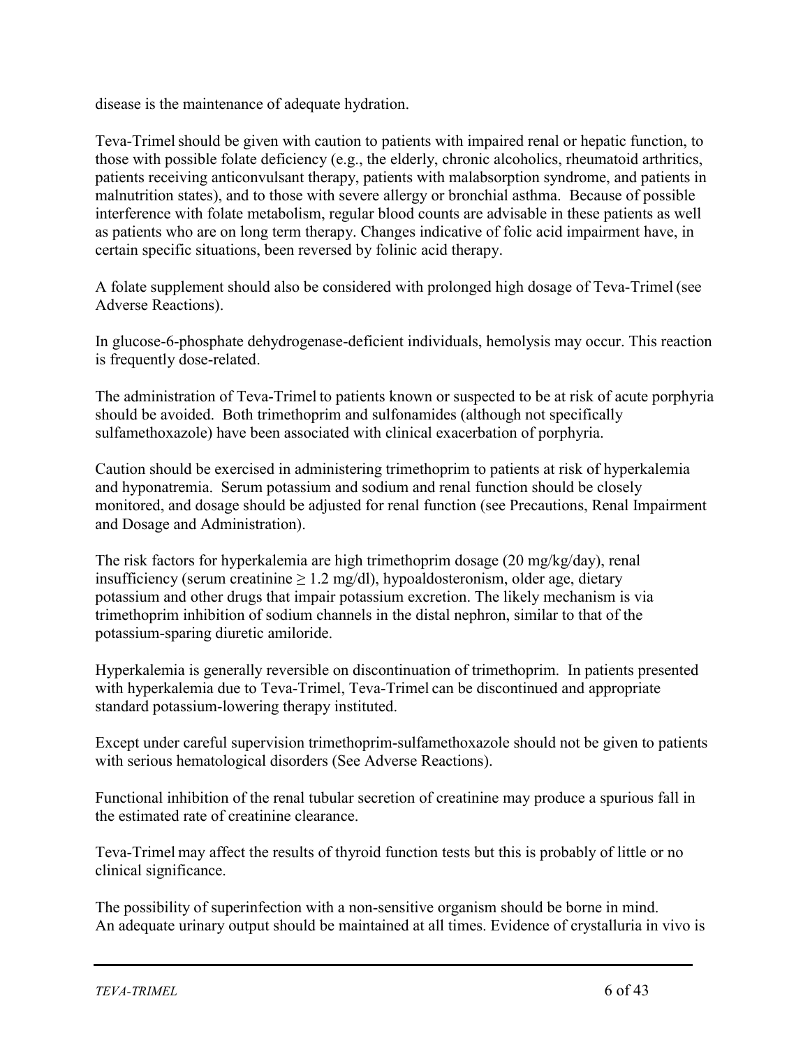disease is the maintenance of adequate hydration.

Teva-Trimel should be given with caution to patients with impaired renal or hepatic function, to those with possible folate deficiency (e.g., the elderly, chronic alcoholics, rheumatoid arthritics, patients receiving anticonvulsant therapy, patients with malabsorption syndrome, and patients in malnutrition states), and to those with severe allergy or bronchial asthma. Because of possible interference with folate metabolism, regular blood counts are advisable in these patients as well as patients who are on long term therapy. Changes indicative of folic acid impairment have, in certain specific situations, been reversed by folinic acid therapy.

A folate supplement should also be considered with prolonged high dosage of Teva-Trimel (see Adverse Reactions).

In glucose-6-phosphate dehydrogenase-deficient individuals, hemolysis may occur. This reaction is frequently dose-related.

The administration of Teva-Trimel to patients known or suspected to be at risk of acute porphyria should be avoided. Both trimethoprim and sulfonamides (although not specifically sulfamethoxazole) have been associated with clinical exacerbation of porphyria.

Caution should be exercised in administering trimethoprim to patients at risk of hyperkalemia and hyponatremia. Serum potassium and sodium and renal function should be closely monitored, and dosage should be adjusted for renal function (see Precautions, Renal Impairment and Dosage and Administration).

The risk factors for hyperkalemia are high trimethoprim dosage (20 mg/kg/day), renal insufficiency (serum creatinine $\geq$ 1.2 mg/dl), hypoaldosteronism, older age, dietary potassium and other drugs that impair potassium excretion. The likely mechanism is via trimethoprim inhibition of sodium channels in the distal nephron, similar to that of the potassium-sparing diuretic amiloride.

Hyperkalemia is generally reversible on discontinuation of trimethoprim. In patients presented with hyperkalemia due to Teva-Trimel, Teva-Trimel can be discontinued and appropriate standard potassium-lowering therapy instituted.

Except under careful supervision trimethoprim-sulfamethoxazole should not be given to patients with serious hematological disorders (See Adverse Reactions).

Functional inhibition of the renal tubular secretion of creatinine may produce a spurious fall in the estimated rate of creatinine clearance.

Teva-Trimel may affect the results of thyroid function tests but this is probably of little or no clinical significance.

The possibility of superinfection with a non-sensitive organism should be borne in mind.
An adequate urinary output should be maintained at all times. Evidence of crystalluria in vivo is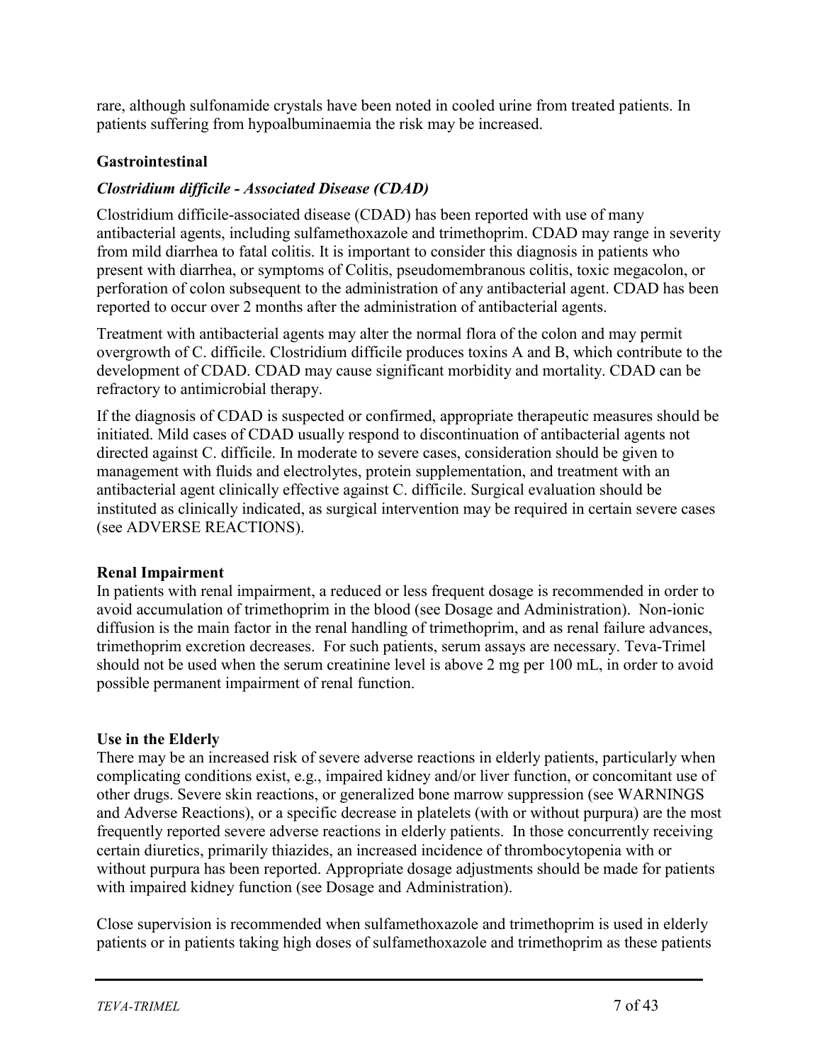rare, although sulfonamide crystals have been noted in cooled urine from treated patients. In patients suffering from hypoalbuminaemia the risk may be increased.

**Gastrointestinal**

***Clostridium difficile - Associated Disease (CDAD)***

Clostridium difficile-associated disease (CDAD) has been reported with use of many antibacterial agents, including sulfamethoxazole and trimethoprim. CDAD may range in severity from mild diarrhea to fatal colitis. It is important to consider this diagnosis in patients who present with diarrhea, or symptoms of Colitis, pseudomembranous colitis, toxic megacolon, or perforation of colon subsequent to the administration of any antibacterial agent. CDAD has been reported to occur over 2 months after the administration of antibacterial agents.

Treatment with antibacterial agents may alter the normal flora of the colon and may permit overgrowth of C. difficile. Clostridium difficile produces toxins A and B, which contribute to the development of CDAD. CDAD may cause significant morbidity and mortality. CDAD can be refractory to antimicrobial therapy.

If the diagnosis of CDAD is suspected or confirmed, appropriate therapeutic measures should be initiated. Mild cases of CDAD usually respond to discontinuation of antibacterial agents not directed against C. difficile. In moderate to severe cases, consideration should be given to management with fluids and electrolytes, protein supplementation, and treatment with an antibacterial agent clinically effective against C. difficile. Surgical evaluation should be instituted as clinically indicated, as surgical intervention may be required in certain severe cases (see ADVERSE REACTIONS).

**Renal Impairment**

In patients with renal impairment, a reduced or less frequent dosage is recommended in order to avoid accumulation of trimethoprim in the blood (see Dosage and Administration). Non-ionic diffusion is the main factor in the renal handling of trimethoprim, and as renal failure advances, trimethoprim excretion decreases. For such patients, serum assays are necessary. Teva-Trimel should not be used when the serum creatinine level is above 2 mg per 100 mL, in order to avoid possible permanent impairment of renal function.

**Use in the Elderly**

There may be an increased risk of severe adverse reactions in elderly patients, particularly when complicating conditions exist, e.g., impaired kidney and/or liver function, or concomitant use of other drugs. Severe skin reactions, or generalized bone marrow suppression (see WARNINGS and Adverse Reactions), or a specific decrease in platelets (with or without purpura) are the most frequently reported severe adverse reactions in elderly patients. In those concurrently receiving certain diuretics, primarily thiazides, an increased incidence of thrombocytopenia with or without purpura has been reported. Appropriate dosage adjustments should be made for patients with impaired kidney function (see Dosage and Administration).

Close supervision is recommended when sulfamethoxazole and trimethoprim is used in elderly patients or in patients taking high doses of sulfamethoxazole and trimethoprim as these patients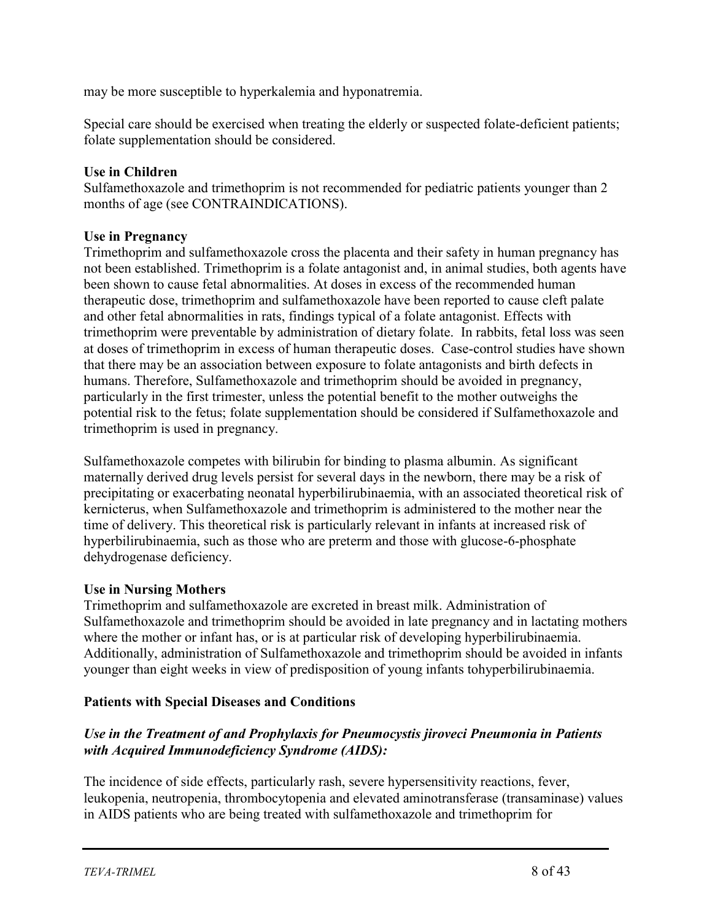may be more susceptible to hyperkalemia and hyponatremia.

Special care should be exercised when treating the elderly or suspected folate-deficient patients; folate supplementation should be considered.

**Use in Children**

Sulfamethoxazole and trimethoprim is not recommended for pediatric patients younger than 2 months of age (see CONTRAINDICATIONS).

**Use in Pregnancy**

Trimethoprim and sulfamethoxazole cross the placenta and their safety in human pregnancy has not been established. Trimethoprim is a folate antagonist and, in animal studies, both agents have been shown to cause fetal abnormalities. At doses in excess of the recommended human therapeutic dose, trimethoprim and sulfamethoxazole have been reported to cause cleft palate and other fetal abnormalities in rats, findings typical of a folate antagonist. Effects with trimethoprim were preventable by administration of dietary folate. In rabbits, fetal loss was seen at doses of trimethoprim in excess of human therapeutic doses. Case-control studies have shown that there may be an association between exposure to folate antagonists and birth defects in humans. Therefore, Sulfamethoxazole and trimethoprim should be avoided in pregnancy, particularly in the first trimester, unless the potential benefit to the mother outweighs the potential risk to the fetus; folate supplementation should be considered if Sulfamethoxazole and trimethoprim is used in pregnancy.

Sulfamethoxazole competes with bilirubin for binding to plasma albumin. As significant maternally derived drug levels persist for several days in the newborn, there may be a risk of precipitating or exacerbating neonatal hyperbilirubinaemia, with an associated theoretical risk of kernicterus, when Sulfamethoxazole and trimethoprim is administered to the mother near the time of delivery. This theoretical risk is particularly relevant in infants at increased risk of hyperbilirubinaemia, such as those who are preterm and those with glucose-6-phosphate dehydrogenase deficiency.

**Use in Nursing Mothers**

Trimethoprim and sulfamethoxazole are excreted in breast milk. Administration of Sulfamethoxazole and trimethoprim should be avoided in late pregnancy and in lactating mothers where the mother or infant has, or is at particular risk of developing hyperbilirubinaemia. Additionally, administration of Sulfamethoxazole and trimethoprim should be avoided in infants younger than eight weeks in view of predisposition of young infants tohyperbilirubinaemia.

**Patients with Special Diseases and Conditions**

***Use in the Treatment of and Prophylaxis for Pneumocystis jiroveci Pneumonia in Patients with Acquired Immunodeficiency Syndrome (AIDS):***

The incidence of side effects, particularly rash, severe hypersensitivity reactions, fever, leukopenia, neutropenia, thrombocytopenia and elevated aminotransferase (transaminase) values in AIDS patients who are being treated with sulfamethoxazole and trimethoprim for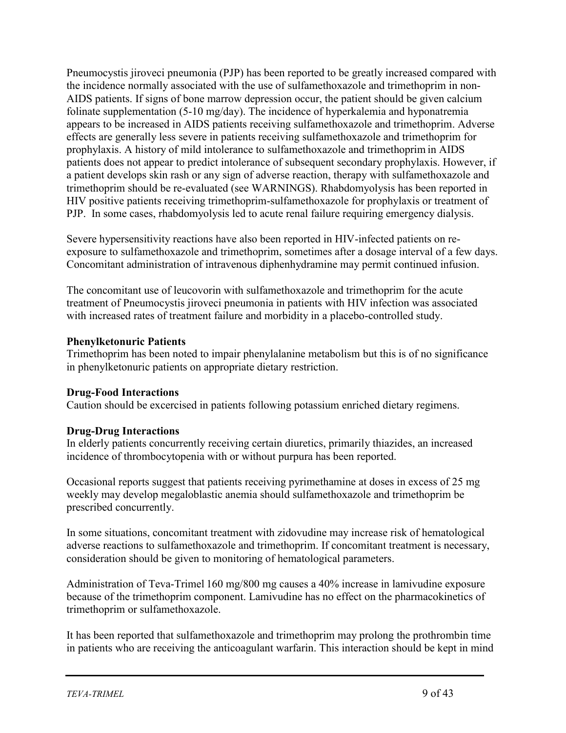Pneumocystis jiroveci pneumonia (PJP) has been reported to be greatly increased compared with the incidence normally associated with the use of sulfamethoxazole and trimethoprim in non-AIDS patients. If signs of bone marrow depression occur, the patient should be given calcium folinate supplementation (5-10 mg/day). The incidence of hyperkalemia and hyponatremia appears to be increased in AIDS patients receiving sulfamethoxazole and trimethoprim. Adverse effects are generally less severe in patients receiving sulfamethoxazole and trimethoprim for prophylaxis. A history of mild intolerance to sulfamethoxazole and trimethoprim in AIDS patients does not appear to predict intolerance of subsequent secondary prophylaxis. However, if a patient develops skin rash or any sign of adverse reaction, therapy with sulfamethoxazole and trimethoprim should be re-evaluated (see WARNINGS). Rhabdomyolysis has been reported in HIV positive patients receiving trimethoprim-sulfamethoxazole for prophylaxis or treatment of PJP. In some cases, rhabdomyolysis led to acute renal failure requiring emergency dialysis.

Severe hypersensitivity reactions have also been reported in HIV-infected patients on re-exposure to sulfamethoxazole and trimethoprim, sometimes after a dosage interval of a few days. Concomitant administration of intravenous diphenhydramine may permit continued infusion.

The concomitant use of leucovorin with sulfamethoxazole and trimethoprim for the acute treatment of Pneumocystis jiroveci pneumonia in patients with HIV infection was associated with increased rates of treatment failure and morbidity in a placebo-controlled study.

**Phenylketonuric Patients**

Trimethoprim has been noted to impair phenylalanine metabolism but this is of no significance in phenylketonuric patients on appropriate dietary restriction.

**Drug-Food Interactions**

Caution should be excercised in patients following potassium enriched dietary regimens.

**Drug-Drug Interactions**

In elderly patients concurrently receiving certain diuretics, primarily thiazides, an increased incidence of thrombocytopenia with or without purpura has been reported.

Occasional reports suggest that patients receiving pyrimethamine at doses in excess of 25 mg weekly may develop megaloblastic anemia should sulfamethoxazole and trimethoprim be prescribed concurrently.

In some situations, concomitant treatment with zidovudine may increase risk of hematological adverse reactions to sulfamethoxazole and trimethoprim. If concomitant treatment is necessary, consideration should be given to monitoring of hematological parameters.

Administration of Teva-Trimel 160 mg/800 mg causes a 40% increase in lamivudine exposure because of the trimethoprim component. Lamivudine has no effect on the pharmacokinetics of trimethoprim or sulfamethoxazole.

It has been reported that sulfamethoxazole and trimethoprim may prolong the prothrombin time in patients who are receiving the anticoagulant warfarin. This interaction should be kept in mind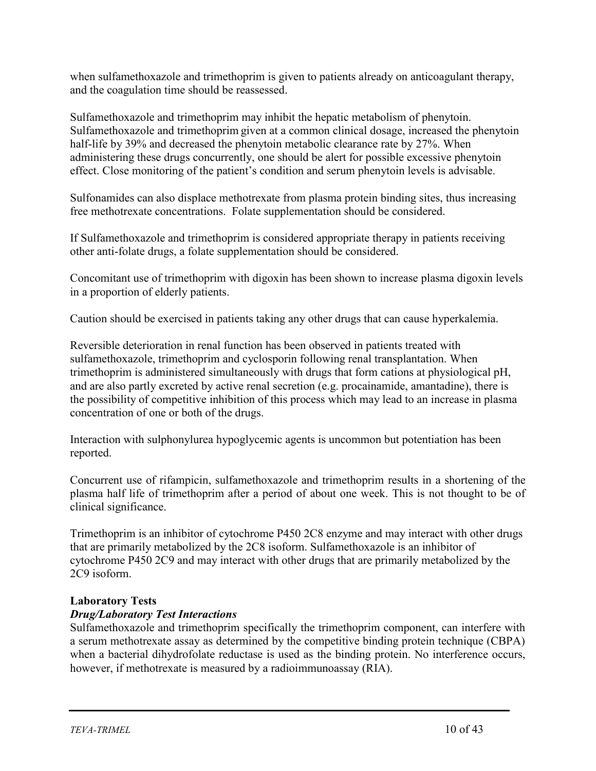when sulfamethoxazole and trimethoprim is given to patients already on anticoagulant therapy, and the coagulation time should be reassessed.

Sulfamethoxazole and trimethoprim may inhibit the hepatic metabolism of phenytoin. Sulfamethoxazole and trimethoprim given at a common clinical dosage, increased the phenytoin half-life by 39% and decreased the phenytoin metabolic clearance rate by 27%. When administering these drugs concurrently, one should be alert for possible excessive phenytoin effect. Close monitoring of the patient's condition and serum phenytoin levels is advisable.

Sulfonamides can also displace methotrexate from plasma protein binding sites, thus increasing free methotrexate concentrations. Folate supplementation should be considered.

If Sulfamethoxazole and trimethoprim is considered appropriate therapy in patients receiving other anti-folate drugs, a folate supplementation should be considered.

Concomitant use of trimethoprim with digoxin has been shown to increase plasma digoxin levels in a proportion of elderly patients.

Caution should be exercised in patients taking any other drugs that can cause hyperkalemia.

Reversible deterioration in renal function has been observed in patients treated with sulfamethoxazole, trimethoprim and cyclosporin following renal transplantation. When trimethoprim is administered simultaneously with drugs that form cations at physiological pH, and are also partly excreted by active renal secretion (e.g. procainamide, amantadine), there is the possibility of competitive inhibition of this process which may lead to an increase in plasma concentration of one or both of the drugs.

Interaction with sulphonylurea hypoglycemic agents is uncommon but potentiation has been reported.

Concurrent use of rifampicin, sulfamethoxazole and trimethoprim results in a shortening of the plasma half life of trimethoprim after a period of about one week. This is not thought to be of clinical significance.

Trimethoprim is an inhibitor of cytochrome P450 2C8 enzyme and may interact with other drugs that are primarily metabolized by the 2C8 isoform. Sulfamethoxazole is an inhibitor of cytochrome P450 2C9 and may interact with other drugs that are primarily metabolized by the 2C9 isoform.

**Laboratory Tests**

***Drug/Laboratory Test Interactions***

Sulfamethoxazole and trimethoprim specifically the trimethoprim component, can interfere with a serum methotrexate assay as determined by the competitive binding protein technique (CBPA) when a bacterial dihydrofolate reductase is used as the binding protein. No interference occurs, however, if methotrexate is measured by a radioimmunoassay (RIA).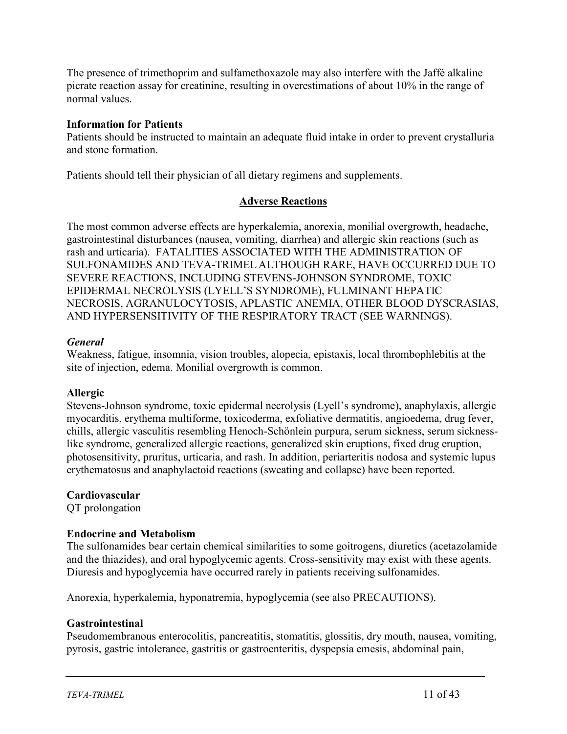The presence of trimethoprim and sulfamethoxazole may also interfere with the Jaffé alkaline picrate reaction assay for creatinine, resulting in overestimations of about 10% in the range of normal values.

**Information for Patients**

Patients should be instructed to maintain an adequate fluid intake in order to prevent crystalluria and stone formation.

Patients should tell their physician of all dietary regimens and supplements.

## Adverse Reactions

The most common adverse effects are hyperkalemia, anorexia, monilial overgrowth, headache, gastrointestinal disturbances (nausea, vomiting, diarrhea) and allergic skin reactions (such as rash and urticaria). FATALITIES ASSOCIATED WITH THE ADMINISTRATION OF SULFONAMIDES AND TEVA-TRIMEL ALTHOUGH RARE, HAVE OCCURRED DUE TO SEVERE REACTIONS, INCLUDING STEVENS-JOHNSON SYNDROME, TOXIC EPIDERMAL NECROLYSIS (LYELL'S SYNDROME), FULMINANT HEPATIC NECROSIS, AGRANULOCYTOSIS, APLASTIC ANEMIA, OTHER BLOOD DYSCRASIAS, AND HYPERSENSITIVITY OF THE RESPIRATORY TRACT (SEE WARNINGS).

***General***

Weakness, fatigue, insomnia, vision troubles, alopecia, epistaxis, local thrombophlebitis at the site of injection, edema. Monilial overgrowth is common.

**Allergic**

Stevens-Johnson syndrome, toxic epidermal necrolysis (Lyell's syndrome), anaphylaxis, allergic myocarditis, erythema multiforme, toxicoderma, exfoliative dermatitis, angioedema, drug fever, chills, allergic vasculitis resembling Henoch-Schönlein purpura, serum sickness, serum sickness-like syndrome, generalized allergic reactions, generalized skin eruptions, fixed drug eruption, photosensitivity, pruritus, urticaria, and rash. In addition, periarteritis nodosa and systemic lupus erythematosus and anaphylactoid reactions (sweating and collapse) have been reported.

**Cardiovascular**

QT prolongation

**Endocrine and Metabolism**

The sulfonamides bear certain chemical similarities to some goitrogens, diuretics (acetazolamide and the thiazides), and oral hypoglycemic agents. Cross-sensitivity may exist with these agents. Diuresis and hypoglycemia have occurred rarely in patients receiving sulfonamides.

Anorexia, hyperkalemia, hyponatremia, hypoglycemia (see also PRECAUTIONS).

**Gastrointestinal**

Pseudomembranous enterocolitis, pancreatitis, stomatitis, glossitis, dry mouth, nausea, vomiting, pyrosis, gastric intolerance, gastritis or gastroenteritis, dyspepsia emesis, abdominal pain,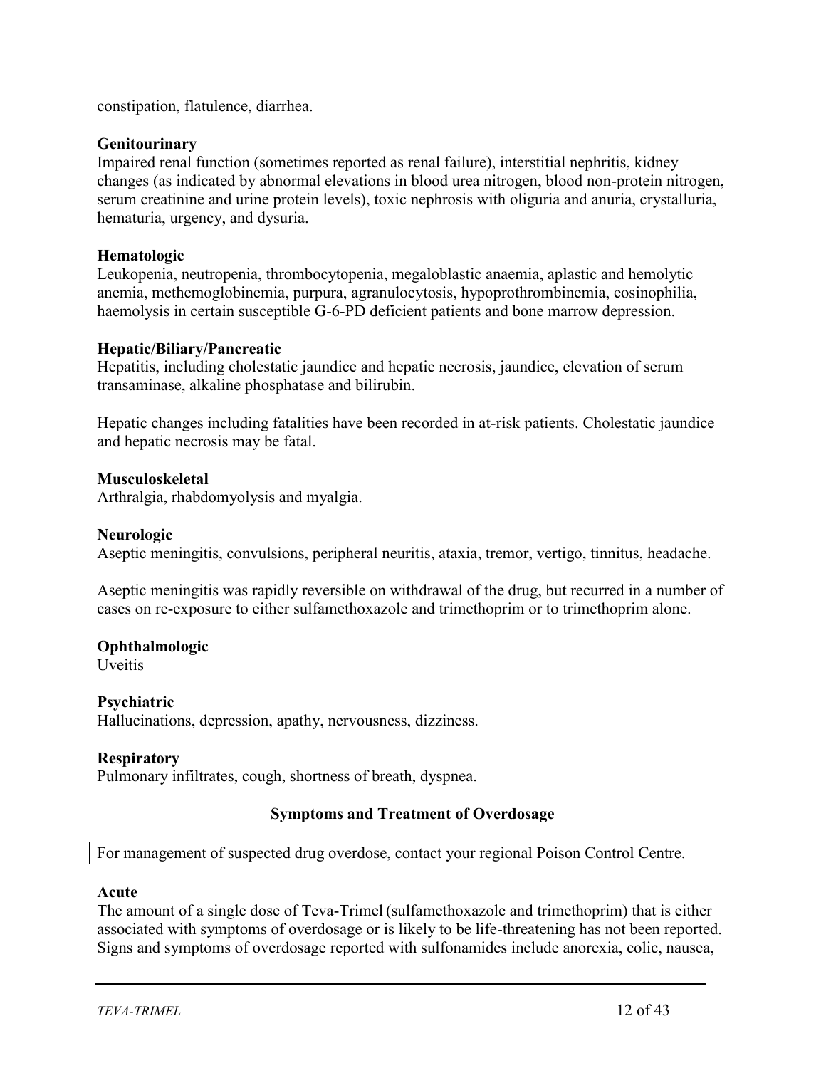constipation, flatulence, diarrhea.

**Genitourinary**
Impaired renal function (sometimes reported as renal failure), interstitial nephritis, kidney changes (as indicated by abnormal elevations in blood urea nitrogen, blood non-protein nitrogen, serum creatinine and urine protein levels), toxic nephrosis with oliguria and anuria, crystalluria, hematuria, urgency, and dysuria.

**Hematologic**
Leukopenia, neutropenia, thrombocytopenia, megaloblastic anaemia, aplastic and hemolytic anemia, methemoglobinemia, purpura, agranulocytosis, hypoprothrombinemia, eosinophilia, haemolysis in certain susceptible G-6-PD deficient patients and bone marrow depression.

**Hepatic/Biliary/Pancreatic**
Hepatitis, including cholestatic jaundice and hepatic necrosis, jaundice, elevation of serum transaminase, alkaline phosphatase and bilirubin.

Hepatic changes including fatalities have been recorded in at-risk patients. Cholestatic jaundice and hepatic necrosis may be fatal.

**Musculoskeletal**
Arthralgia, rhabdomyolysis and myalgia.

**Neurologic**
Aseptic meningitis, convulsions, peripheral neuritis, ataxia, tremor, vertigo, tinnitus, headache.

Aseptic meningitis was rapidly reversible on withdrawal of the drug, but recurred in a number of cases on re-exposure to either sulfamethoxazole and trimethoprim or to trimethoprim alone.

**Ophthalmologic**
Uveitis

**Psychiatric**
Hallucinations, depression, apathy, nervousness, dizziness.

**Respiratory**
Pulmonary infiltrates, cough, shortness of breath, dyspnea.

## Symptoms and Treatment of Overdosage

| For management of suspected drug overdose, contact your regional Poison Control Centre. |
|---|

**Acute**
The amount of a single dose of Teva-Trimel (sulfamethoxazole and trimethoprim) that is either associated with symptoms of overdosage or is likely to be life-threatening has not been reported. Signs and symptoms of overdosage reported with sulfonamides include anorexia, colic, nausea,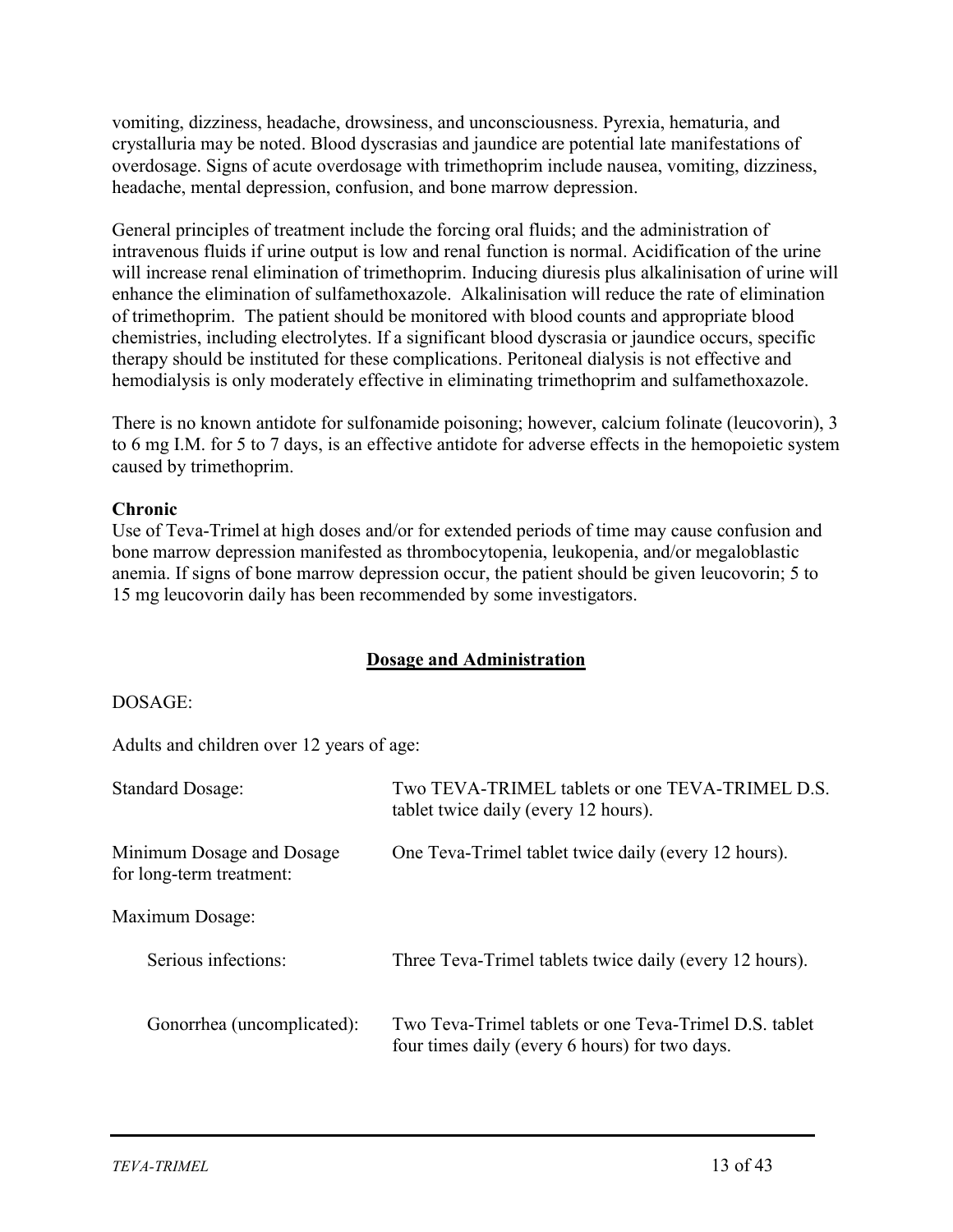vomiting, dizziness, headache, drowsiness, and unconsciousness. Pyrexia, hematuria, and crystalluria may be noted. Blood dyscrasias and jaundice are potential late manifestations of overdosage. Signs of acute overdosage with trimethoprim include nausea, vomiting, dizziness, headache, mental depression, confusion, and bone marrow depression.

General principles of treatment include the forcing oral fluids; and the administration of intravenous fluids if urine output is low and renal function is normal. Acidification of the urine will increase renal elimination of trimethoprim. Inducing diuresis plus alkalinisation of urine will enhance the elimination of sulfamethoxazole. Alkalinisation will reduce the rate of elimination of trimethoprim. The patient should be monitored with blood counts and appropriate blood chemistries, including electrolytes. If a significant blood dyscrasia or jaundice occurs, specific therapy should be instituted for these complications. Peritoneal dialysis is not effective and hemodialysis is only moderately effective in eliminating trimethoprim and sulfamethoxazole.

There is no known antidote for sulfonamide poisoning; however, calcium folinate (leucovorin), 3 to 6 mg I.M. for 5 to 7 days, is an effective antidote for adverse effects in the hemopoietic system caused by trimethoprim.

**Chronic**

Use of Teva-Trimel at high doses and/or for extended periods of time may cause confusion and bone marrow depression manifested as thrombocytopenia, leukopenia, and/or megaloblastic anemia. If signs of bone marrow depression occur, the patient should be given leucovorin; 5 to 15 mg leucovorin daily has been recommended by some investigators.

## Dosage and Administration

DOSAGE:

Adults and children over 12 years of age:

| | |
|---|---|
| Standard Dosage: | Two TEVA-TRIMEL tablets or one TEVA-TRIMEL D.S. tablet twice daily (every 12 hours). |
| Minimum Dosage and Dosage for long-term treatment: | One Teva-Trimel tablet twice daily (every 12 hours). |
| Maximum Dosage: | |
| Serious infections: | Three Teva-Trimel tablets twice daily (every 12 hours). |
| Gonorrhea (uncomplicated): | Two Teva-Trimel tablets or one Teva-Trimel D.S. tablet four times daily (every 6 hours) for two days. |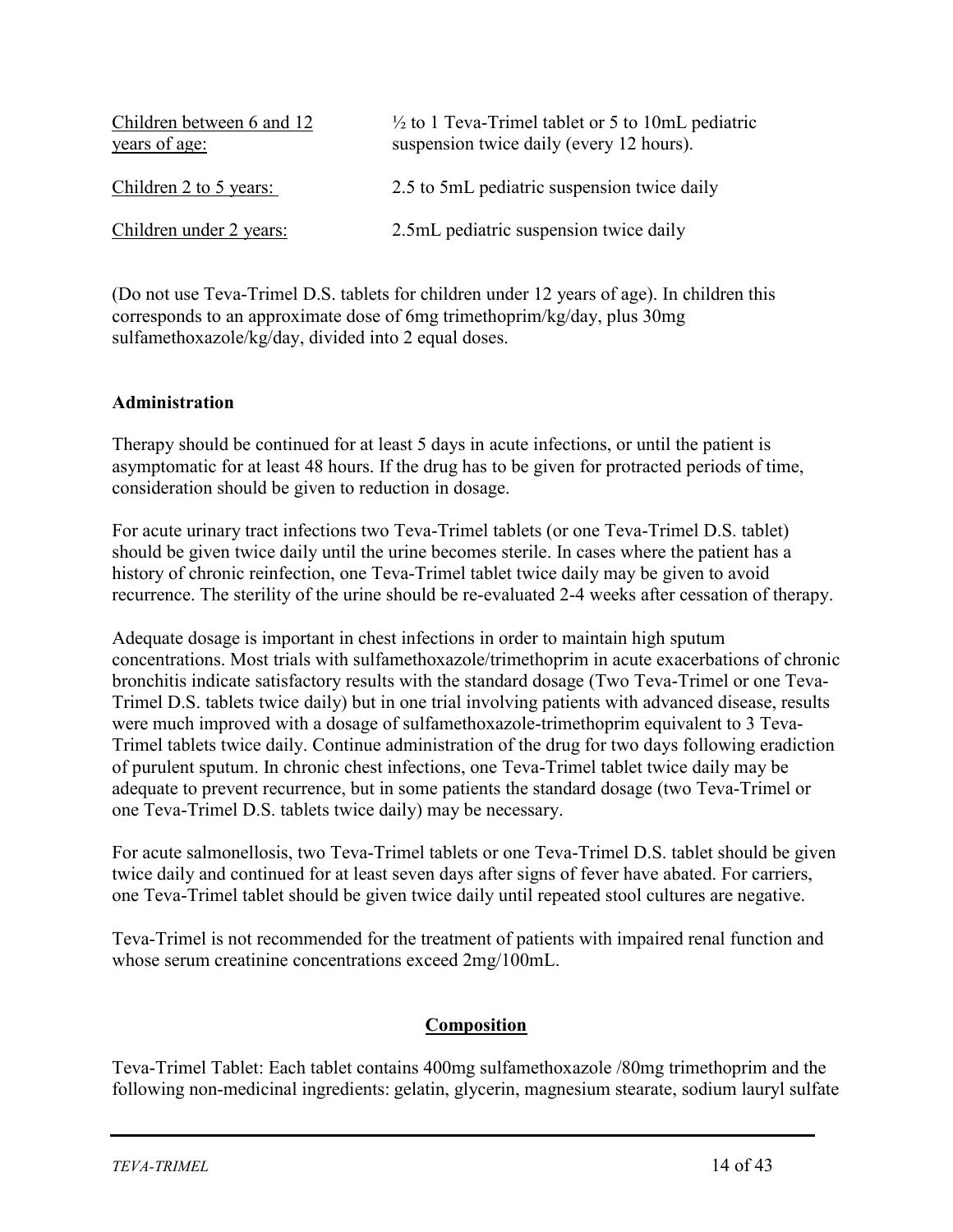| | |
|---|---|
| Children between 6 and 12 years of age: | ½ to 1 Teva-Trimel tablet or 5 to 10mL pediatric suspension twice daily (every 12 hours). |
| Children 2 to 5 years: | 2.5 to 5mL pediatric suspension twice daily |
| Children under 2 years: | 2.5mL pediatric suspension twice daily |

(Do not use Teva-Trimel D.S. tablets for children under 12 years of age). In children this corresponds to an approximate dose of 6mg trimethoprim/kg/day, plus 30mg sulfamethoxazole/kg/day, divided into 2 equal doses.

**Administration**

Therapy should be continued for at least 5 days in acute infections, or until the patient is asymptomatic for at least 48 hours. If the drug has to be given for protracted periods of time, consideration should be given to reduction in dosage.

For acute urinary tract infections two Teva-Trimel tablets (or one Teva-Trimel D.S. tablet) should be given twice daily until the urine becomes sterile. In cases where the patient has a history of chronic reinfection, one Teva-Trimel tablet twice daily may be given to avoid recurrence. The sterility of the urine should be re-evaluated 2-4 weeks after cessation of therapy.

Adequate dosage is important in chest infections in order to maintain high sputum concentrations. Most trials with sulfamethoxazole/trimethoprim in acute exacerbations of chronic bronchitis indicate satisfactory results with the standard dosage (Two Teva-Trimel or one Teva-Trimel D.S. tablets twice daily) but in one trial involving patients with advanced disease, results were much improved with a dosage of sulfamethoxazole-trimethoprim equivalent to 3 Teva-Trimel tablets twice daily. Continue administration of the drug for two days following eradiction of purulent sputum. In chronic chest infections, one Teva-Trimel tablet twice daily may be adequate to prevent recurrence, but in some patients the standard dosage (two Teva-Trimel or one Teva-Trimel D.S. tablets twice daily) may be necessary.

For acute salmonellosis, two Teva-Trimel tablets or one Teva-Trimel D.S. tablet should be given twice daily and continued for at least seven days after signs of fever have abated. For carriers, one Teva-Trimel tablet should be given twice daily until repeated stool cultures are negative.

Teva-Trimel is not recommended for the treatment of patients with impaired renal function and whose serum creatinine concentrations exceed 2mg/100mL.

## Composition

Teva-Trimel Tablet: Each tablet contains 400mg sulfamethoxazole /80mg trimethoprim and the following non-medicinal ingredients: gelatin, glycerin, magnesium stearate, sodium lauryl sulfate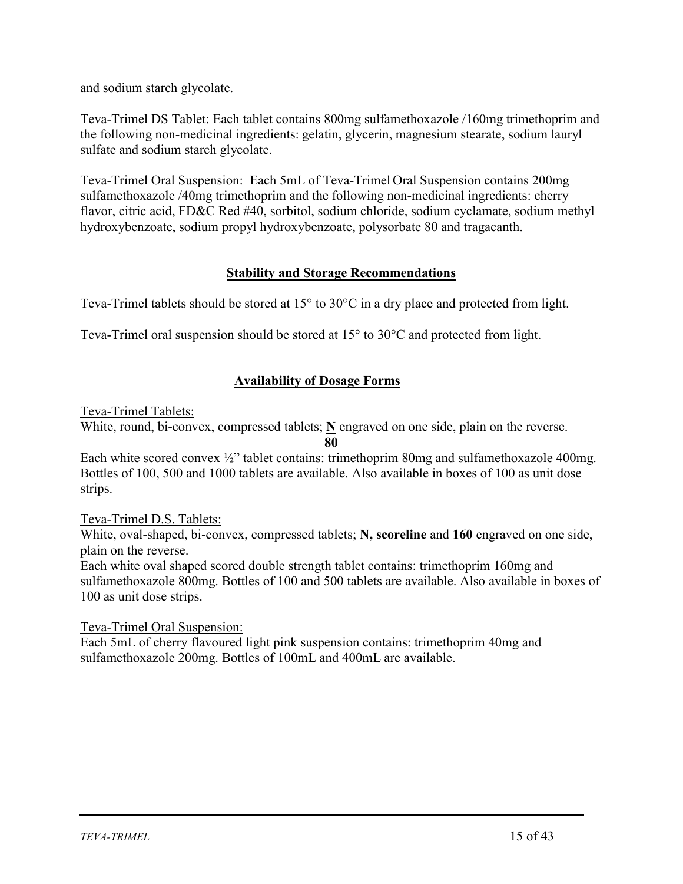and sodium starch glycolate.

Teva-Trimel DS Tablet: Each tablet contains 800mg sulfamethoxazole /160mg trimethoprim and the following non-medicinal ingredients: gelatin, glycerin, magnesium stearate, sodium lauryl sulfate and sodium starch glycolate.

Teva-Trimel Oral Suspension: Each 5mL of Teva-Trimel Oral Suspension contains 200mg sulfamethoxazole /40mg trimethoprim and the following non-medicinal ingredients: cherry flavor, citric acid, FD&C Red #40, sorbitol, sodium chloride, sodium cyclamate, sodium methyl hydroxybenzoate, sodium propyl hydroxybenzoate, polysorbate 80 and tragacanth.

## Stability and Storage Recommendations

Teva-Trimel tablets should be stored at 15° to 30°C in a dry place and protected from light.

Teva-Trimel oral suspension should be stored at 15° to 30°C and protected from light.

## Availability of Dosage Forms

Teva-Trimel Tablets:

White, round, bi-convex, compressed tablets; **N/80** engraved on one side, plain on the reverse.

Each white scored convex ½" tablet contains: trimethoprim 80mg and sulfamethoxazole 400mg. Bottles of 100, 500 and 1000 tablets are available. Also available in boxes of 100 as unit dose strips.

Teva-Trimel D.S. Tablets:

White, oval-shaped, bi-convex, compressed tablets; **N, scoreline** and **160** engraved on one side, plain on the reverse.

Each white oval shaped scored double strength tablet contains: trimethoprim 160mg and sulfamethoxazole 800mg. Bottles of 100 and 500 tablets are available. Also available in boxes of 100 as unit dose strips.

Teva-Trimel Oral Suspension:

Each 5mL of cherry flavoured light pink suspension contains: trimethoprim 40mg and sulfamethoxazole 200mg. Bottles of 100mL and 400mL are available.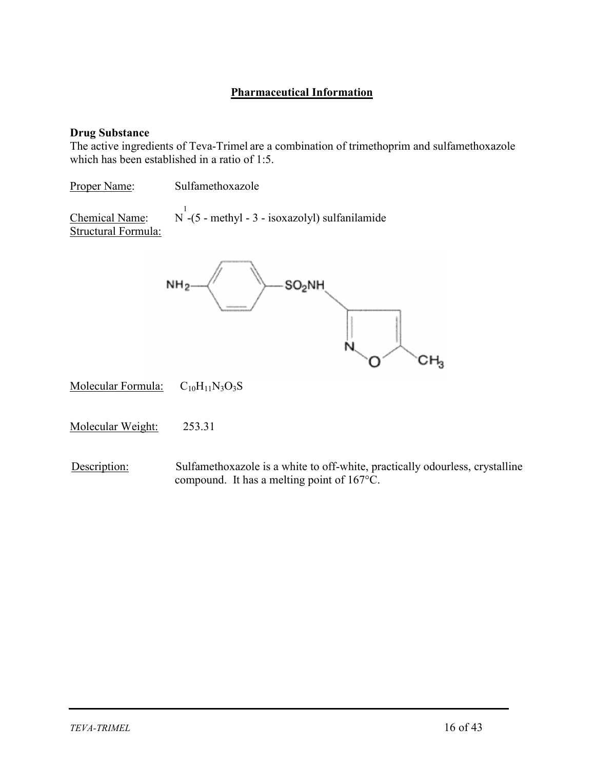## Pharmaceutical Information

**Drug Substance**

The active ingredients of Teva-Trimel are a combination of trimethoprim and sulfamethoxazole which has been established in a ratio of 1:5.

Proper Name: Sulfamethoxazole

Chemical Name: $N^1$-(5 - methyl - 3 - isoxazolyl) sulfanilamide

Structural Formula:

Molecular Formula: $C_{10}H_{11}N_3O_3S$

Molecular Weight: 253.31

Description: Sulfamethoxazole is a white to off-white, practically odourless, crystalline compound. It has a melting point of 167°C.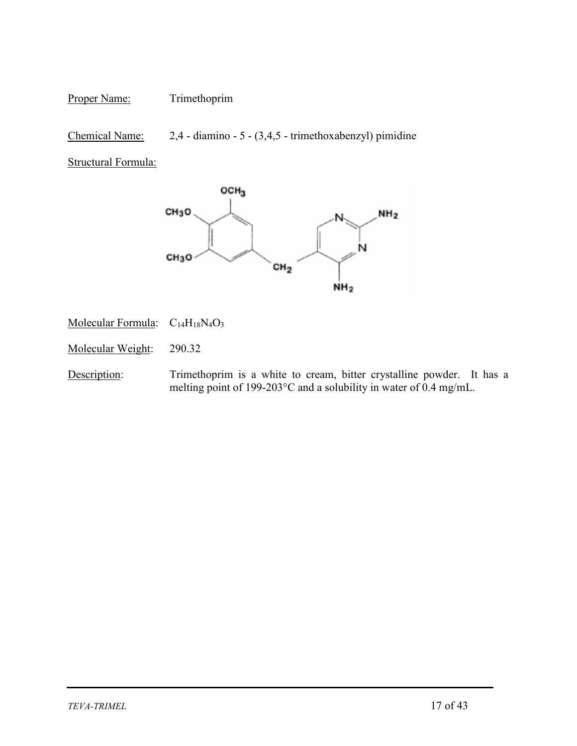Proper Name: Trimethoprim

Chemical Name: 2,4 - diamino - 5 - (3,4,5 - trimethoxabenzyl) pimidine

Structural Formula:

OCH3
CH3O
CH3O
CH2
N
NH2
N
NH2

Molecular Formula: $C_{14}H_{18}N_4O_3$

Molecular Weight: 290.32

Description: Trimethoprim is a white to cream, bitter crystalline powder. It has a melting point of 199-203°C and a solubility in water of 0.4 mg/mL.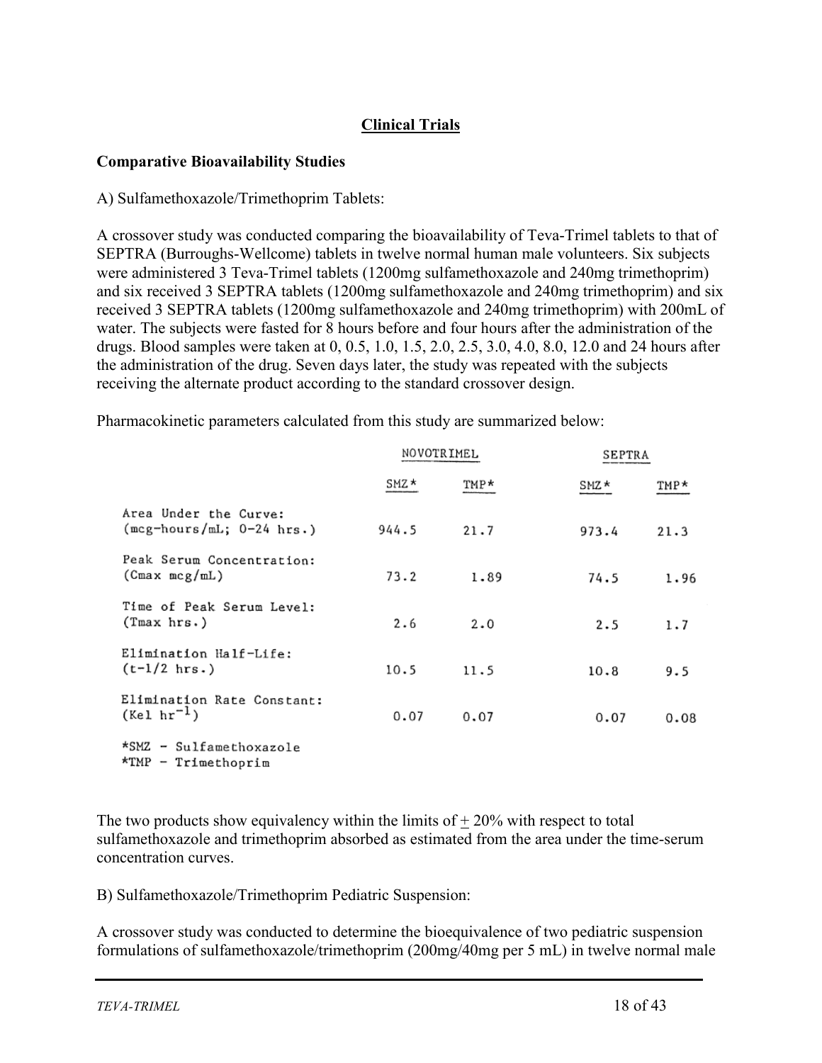## Clinical Trials

### Comparative Bioavailability Studies

A) Sulfamethoxazole/Trimethoprim Tablets:

A crossover study was conducted comparing the bioavailability of Teva-Trimel tablets to that of SEPTRA (Burroughs-Wellcome) tablets in twelve normal human male volunteers. Six subjects were administered 3 Teva-Trimel tablets (1200mg sulfamethoxazole and 240mg trimethoprim) and six received 3 SEPTRA tablets (1200mg sulfamethoxazole and 240mg trimethoprim) and six received 3 SEPTRA tablets (1200mg sulfamethoxazole and 240mg trimethoprim) with 200mL of water. The subjects were fasted for 8 hours before and four hours after the administration of the drugs. Blood samples were taken at 0, 0.5, 1.0, 1.5, 2.0, 2.5, 3.0, 4.0, 8.0, 12.0 and 24 hours after the administration of the drug. Seven days later, the study was repeated with the subjects receiving the alternate product according to the standard crossover design.

Pharmacokinetic parameters calculated from this study are summarized below:

| | NOVOTRIMEL | | SEPTRA | |
|---|---|---|---|---|
| | SMZ* | TMP* | SMZ* | TMP* |
| Area Under the Curve: (mcg-hours/mL; 0-24 hrs.) | 944.5 | 21.7 | 973.4 | 21.3 |
| Peak Serum Concentration: (Cmax mcg/mL) | 73.2 | 1.89 | 74.5 | 1.96 |
| Time of Peak Serum Level: (Tmax hrs.) | 2.6 | 2.0 | 2.5 | 1.7 |
| Elimination Half-Life: (t-1/2 hrs.) | 10.5 | 11.5 | 10.8 | 9.5 |
| Elimination Rate Constant: (Kel $hr^{-1}$) | 0.07 | 0.07 | 0.07 | 0.08 |

*SMZ - Sulfamethoxazole
*TMP - Trimethoprim

The two products show equivalency within the limits of ± 20% with respect to total sulfamethoxazole and trimethoprim absorbed as estimated from the area under the time-serum concentration curves.

B) Sulfamethoxazole/Trimethoprim Pediatric Suspension:

A crossover study was conducted to determine the bioequivalence of two pediatric suspension formulations of sulfamethoxazole/trimethoprim (200mg/40mg per 5 mL) in twelve normal male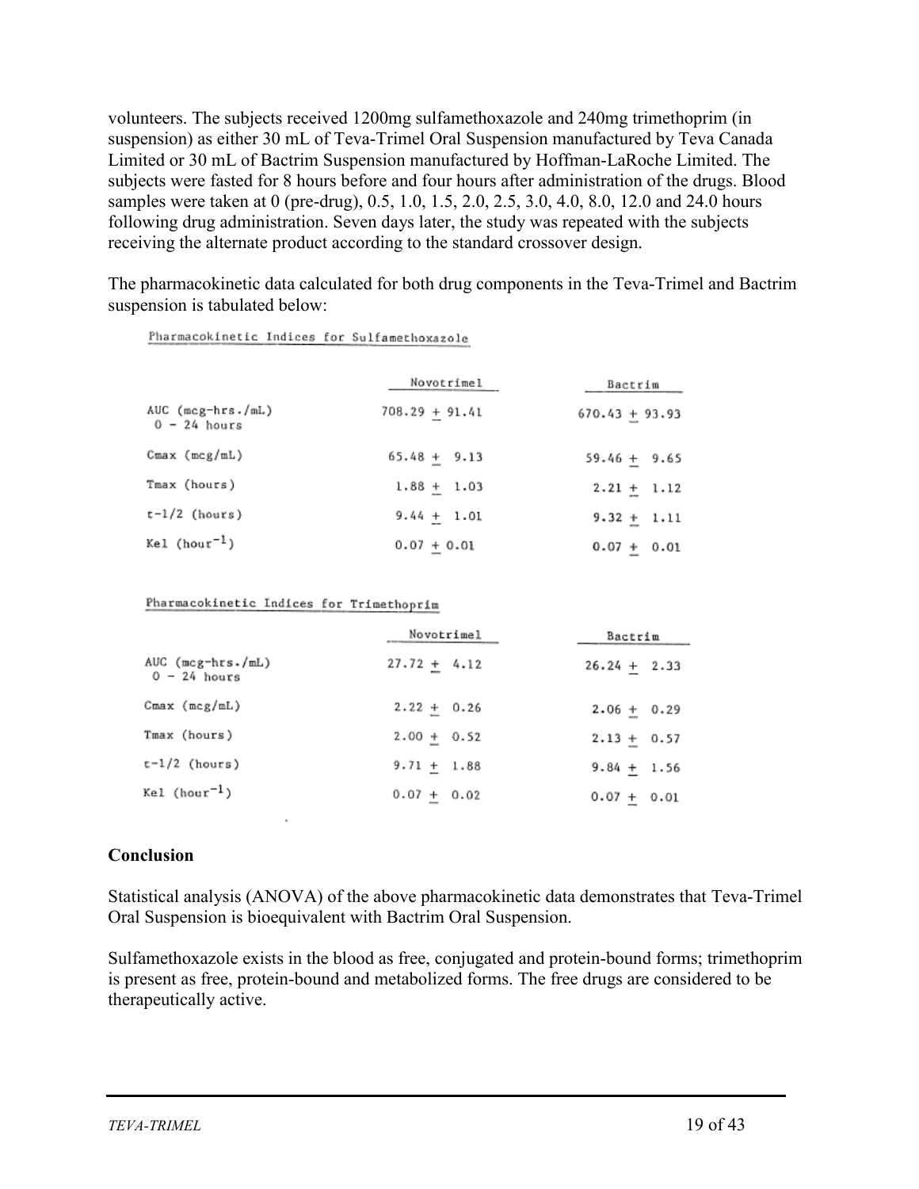volunteers. The subjects received 1200mg sulfamethoxazole and 240mg trimethoprim (in suspension) as either 30 mL of Teva-Trimel Oral Suspension manufactured by Teva Canada Limited or 30 mL of Bactrim Suspension manufactured by Hoffman-LaRoche Limited. The subjects were fasted for 8 hours before and four hours after administration of the drugs. Blood samples were taken at 0 (pre-drug), 0.5, 1.0, 1.5, 2.0, 2.5, 3.0, 4.0, 8.0, 12.0 and 24.0 hours following drug administration. Seven days later, the study was repeated with the subjects receiving the alternate product according to the standard crossover design.

The pharmacokinetic data calculated for both drug components in the Teva-Trimel and Bactrim suspension is tabulated below:

Pharmacokinetic Indices for Sulfamethoxazole

| | Novotrimel | Bactrim |
|---|---|---|
| AUC (mcg-hrs./mL) 0 - 24 hours | 708.29 ± 91.41 | 670.43 ± 93.93 |
| Cmax (mcg/mL) | 65.48 ± 9.13 | 59.46 ± 9.65 |
| Tmax (hours) | 1.88 ± 1.03 | 2.21 ± 1.12 |
| t-1/2 (hours) | 9.44 ± 1.01 | 9.32 ± 1.11 |
| Kel ($hour^{-1}$) | 0.07 ± 0.01 | 0.07 ± 0.01 |

Pharmacokinetic Indices for Trimethoprim

| | Novotrimel | Bactrim |
|---|---|---|
| AUC (mcg-hrs./mL) 0 - 24 hours | 27.72 ± 4.12 | 26.24 ± 2.33 |
| Cmax (mcg/mL) | 2.22 ± 0.26 | 2.06 ± 0.29 |
| Tmax (hours) | 2.00 ± 0.52 | 2.13 ± 0.57 |
| t-1/2 (hours) | 9.71 ± 1.88 | 9.84 ± 1.56 |
| Kel ($hour^{-1}$) | 0.07 ± 0.02 | 0.07 ± 0.01 |

**Conclusion**

Statistical analysis (ANOVA) of the above pharmacokinetic data demonstrates that Teva-Trimel Oral Suspension is bioequivalent with Bactrim Oral Suspension.

Sulfamethoxazole exists in the blood as free, conjugated and protein-bound forms; trimethoprim is present as free, protein-bound and metabolized forms. The free drugs are considered to be therapeutically active.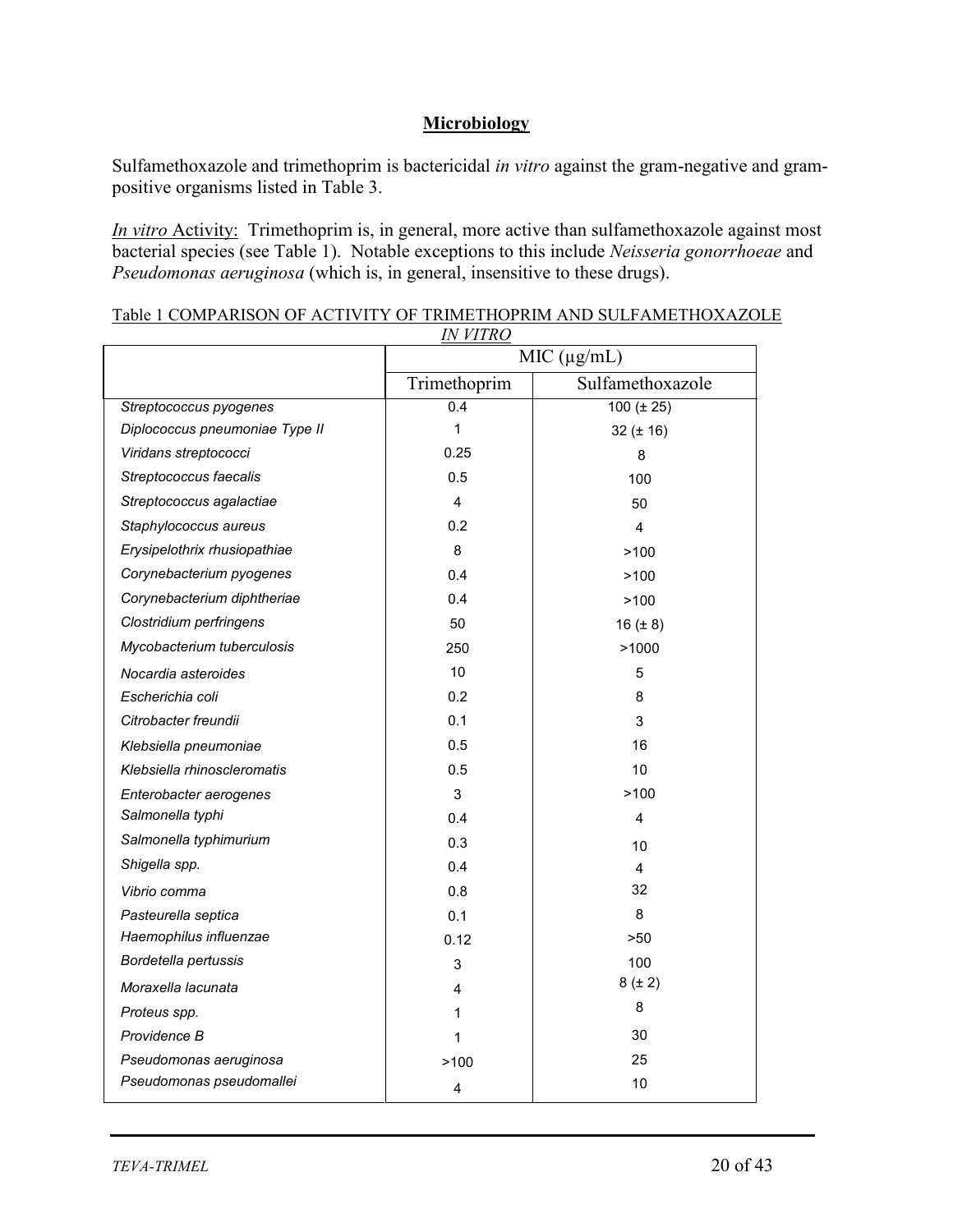## Microbiology

Sulfamethoxazole and trimethoprim is bactericidal *in vitro* against the gram-negative and gram-positive organisms listed in Table 3.

*In vitro* Activity: Trimethoprim is, in general, more active than sulfamethoxazole against most bacterial species (see Table 1). Notable exceptions to this include *Neisseria gonorrhoeae* and *Pseudomonas aeruginosa* (which is, in general, insensitive to these drugs).

Table 1 COMPARISON OF ACTIVITY OF TRIMETHOPRIM AND SULFAMETHOXAZOLE *IN VITRO*

| | MIC (µg/mL) | |
|---|---|---|
| | Trimethoprim | Sulfamethoxazole |
| *Streptococcus pyogenes* | 0.4 | 100 (± 25) |
| *Diplococcus pneumoniae Type II* | 1 | 32 (± 16) |
| *Viridans streptococci* | 0.25 | 8 |
| *Streptococcus faecalis* | 0.5 | 100 |
| *Streptococcus agalactiae* | 4 | 50 |
| *Staphylococcus aureus* | 0.2 | 4 |
| *Erysipelothrix rhusiopathiae* | 8 | >100 |
| *Corynebacterium pyogenes* | 0.4 | >100 |
| *Corynebacterium diphtheriae* | 0.4 | >100 |
| *Clostridium perfringens* | 50 | 16 (± 8) |
| *Mycobacterium tuberculosis* | 250 | >1000 |
| *Nocardia asteroides* | 10 | 5 |
| *Escherichia coli* | 0.2 | 8 |
| *Citrobacter freundii* | 0.1 | 3 |
| *Klebsiella pneumoniae* | 0.5 | 16 |
| *Klebsiella rhinoscleromatis* | 0.5 | 10 |
| *Enterobacter aerogenes* | 3 | >100 |
| *Salmonella typhi* | 0.4 | 4 |
| *Salmonella typhimurium* | 0.3 | 10 |
| *Shigella spp.* | 0.4 | 4 |
| *Vibrio comma* | 0.8 | 32 |
| *Pasteurella septica* | 0.1 | 8 |
| *Haemophilus influenzae* | 0.12 | >50 |
| *Bordetella pertussis* | 3 | 100 |
| *Moraxella lacunata* | 4 | 8 (± 2) |
| *Proteus spp.* | 1 | 8 |
| *Providence B* | 1 | 30 |
| *Pseudomonas aeruginosa* | >100 | 25 |
| *Pseudomonas pseudomallei* | 4 | 10 |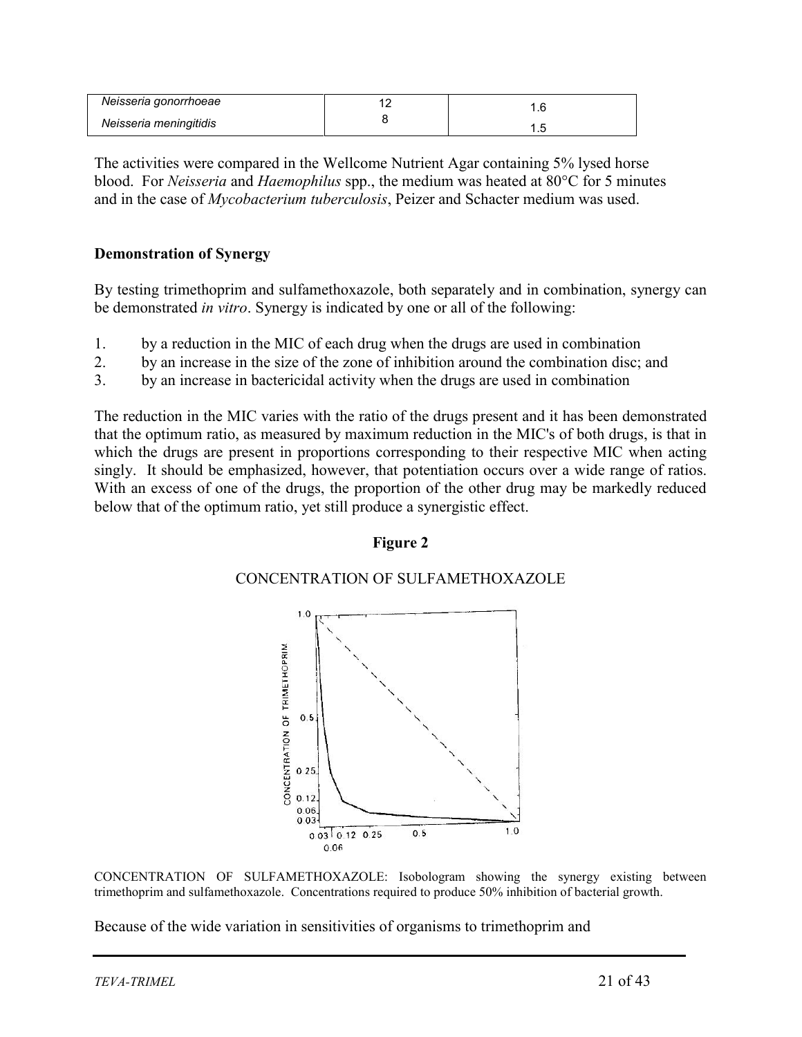| | | |
|---|---|---|
| *Neisseria gonorrhoeae* | 12 | 1.6 |
| *Neisseria meningitidis* | 8 | 1.5 |

The activities were compared in the Wellcome Nutrient Agar containing 5% lysed horse blood. For *Neisseria* and *Haemophilus* spp., the medium was heated at 80°C for 5 minutes and in the case of *Mycobacterium tuberculosis*, Peizer and Schacter medium was used.

**Demonstration of Synergy**

By testing trimethoprim and sulfamethoxazole, both separately and in combination, synergy can be demonstrated *in vitro*. Synergy is indicated by one or all of the following:

1. by a reduction in the MIC of each drug when the drugs are used in combination
2. by an increase in the size of the zone of inhibition around the combination disc; and
3. by an increase in bactericidal activity when the drugs are used in combination

The reduction in the MIC varies with the ratio of the drugs present and it has been demonstrated that the optimum ratio, as measured by maximum reduction in the MIC's of both drugs, is that in which the drugs are present in proportions corresponding to their respective MIC when acting singly. It should be emphasized, however, that potentiation occurs over a wide range of ratios. With an excess of one of the drugs, the proportion of the other drug may be markedly reduced below that of the optimum ratio, yet still produce a synergistic effect.

**Figure 2**

CONCENTRATION OF SULFAMETHOXAZOLE

CONCENTRATION OF TRIMETHOPRIM

1.0
0.5
0.25
0.12
0.06
0.03

0.03 0.06 0.12 0.25 0.5 1.0

CONCENTRATION OF SULFAMETHOXAZOLE: Isobologram showing the synergy existing between trimethoprim and sulfamethoxazole. Concentrations required to produce 50% inhibition of bacterial growth.

Because of the wide variation in sensitivities of organisms to trimethoprim and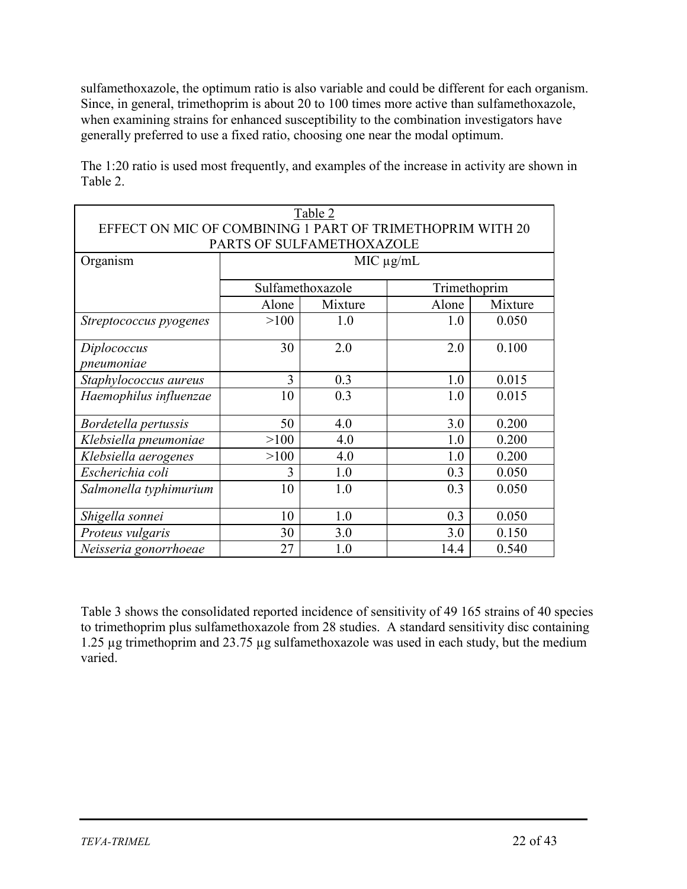sulfamethoxazole, the optimum ratio is also variable and could be different for each organism. Since, in general, trimethoprim is about 20 to 100 times more active than sulfamethoxazole, when examining strains for enhanced susceptibility to the combination investigators have generally preferred to use a fixed ratio, choosing one near the modal optimum.

The 1:20 ratio is used most frequently, and examples of the increase in activity are shown in Table 2.

Table 2
EFFECT ON MIC OF COMBINING 1 PART OF TRIMETHOPRIM WITH 20 PARTS OF SULFAMETHOXAZOLE

| Organism | MIC µg/mL | | | |
|---|---|---|---|---|
| | Sulfamethoxazole | | Trimethoprim | |
| | Alone | Mixture | Alone | Mixture |
| *Streptococcus pyogenes* | >100 | 1.0 | 1.0 | 0.050 |
| *Diplococcus pneumoniae* | 30 | 2.0 | 2.0 | 0.100 |
| *Staphylococcus aureus* | 3 | 0.3 | 1.0 | 0.015 |
| *Haemophilus influenzae* | 10 | 0.3 | 1.0 | 0.015 |
| *Bordetella pertussis* | 50 | 4.0 | 3.0 | 0.200 |
| *Klebsiella pneumoniae* | >100 | 4.0 | 1.0 | 0.200 |
| *Klebsiella aerogenes* | >100 | 4.0 | 1.0 | 0.200 |
| *Escherichia coli* | 3 | 1.0 | 0.3 | 0.050 |
| *Salmonella typhimurium* | 10 | 1.0 | 0.3 | 0.050 |
| *Shigella sonnei* | 10 | 1.0 | 0.3 | 0.050 |
| *Proteus vulgaris* | 30 | 3.0 | 3.0 | 0.150 |
| *Neisseria gonorrhoeae* | 27 | 1.0 | 14.4 | 0.540 |

Table 3 shows the consolidated reported incidence of sensitivity of 49 165 strains of 40 species to trimethoprim plus sulfamethoxazole from 28 studies. A standard sensitivity disc containing 1.25 µg trimethoprim and 23.75 µg sulfamethoxazole was used in each study, but the medium varied.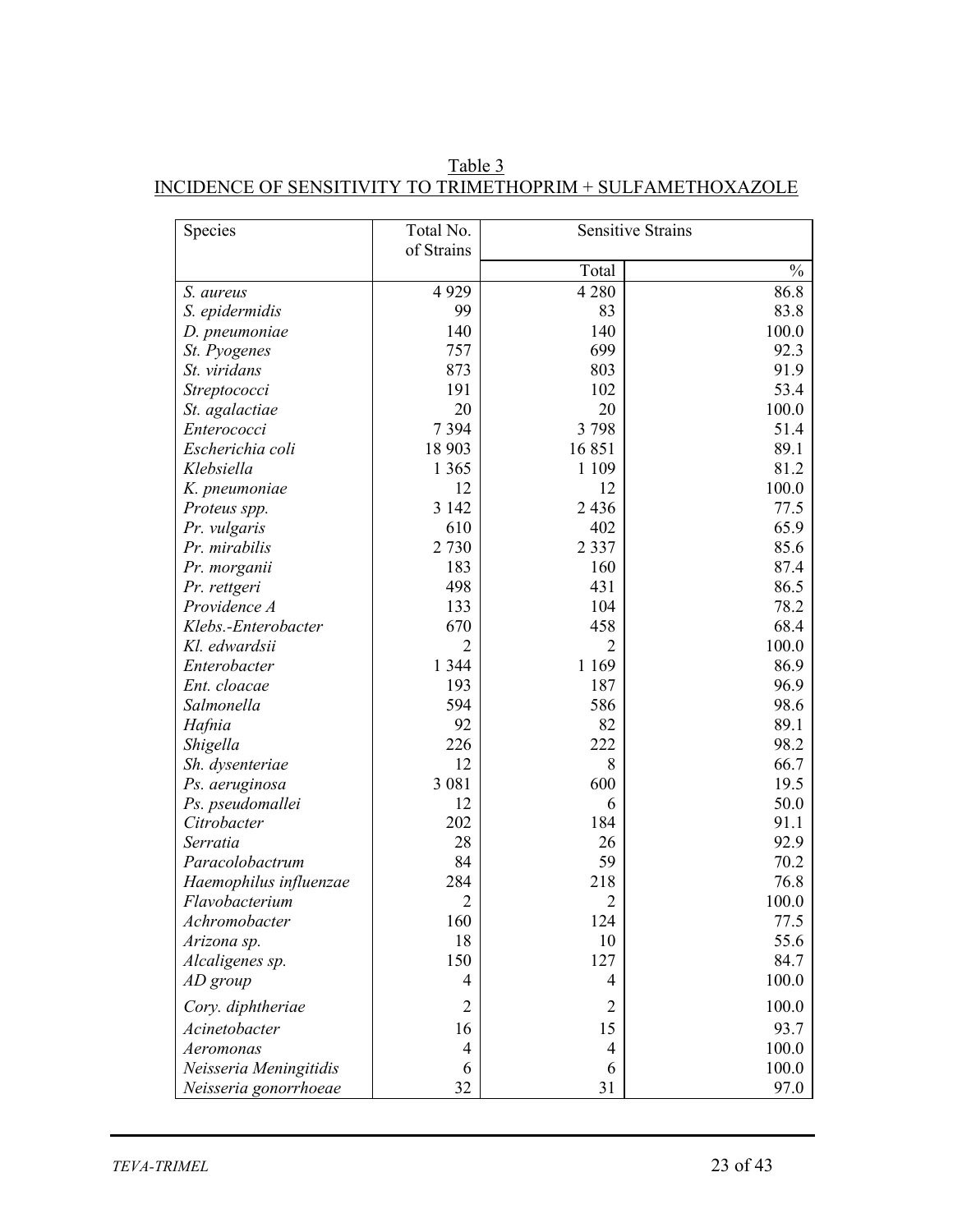Table 3

INCIDENCE OF SENSITIVITY TO TRIMETHOPRIM + SULFAMETHOXAZOLE

| Species | Total No. of Strains | Sensitive Strains | |
|---|---|---|---|
| | | Total | % |
| *S. aureus* | 4 929 | 4 280 | 86.8 |
| *S. epidermidis* | 99 | 83 | 83.8 |
| *D. pneumoniae* | 140 | 140 | 100.0 |
| *St. Pyogenes* | 757 | 699 | 92.3 |
| *St. viridans* | 873 | 803 | 91.9 |
| *Streptococci* | 191 | 102 | 53.4 |
| *St. agalactiae* | 20 | 20 | 100.0 |
| *Enterococci* | 7 394 | 3 798 | 51.4 |
| *Escherichia coli* | 18 903 | 16 851 | 89.1 |
| *Klebsiella* | 1 365 | 1 109 | 81.2 |
| *K. pneumoniae* | 12 | 12 | 100.0 |
| *Proteus spp.* | 3 142 | 2 436 | 77.5 |
| *Pr. vulgaris* | 610 | 402 | 65.9 |
| *Pr. mirabilis* | 2 730 | 2 337 | 85.6 |
| *Pr. morganii* | 183 | 160 | 87.4 |
| *Pr. rettgeri* | 498 | 431 | 86.5 |
| *Providence A* | 133 | 104 | 78.2 |
| *Klebs.-Enterobacter* | 670 | 458 | 68.4 |
| *Kl. edwardsii* | 2 | 2 | 100.0 |
| *Enterobacter* | 1 344 | 1 169 | 86.9 |
| *Ent. cloacae* | 193 | 187 | 96.9 |
| *Salmonella* | 594 | 586 | 98.6 |
| *Hafnia* | 92 | 82 | 89.1 |
| *Shigella* | 226 | 222 | 98.2 |
| *Sh. dysenteriae* | 12 | 8 | 66.7 |
| *Ps. aeruginosa* | 3 081 | 600 | 19.5 |
| *Ps. pseudomallei* | 12 | 6 | 50.0 |
| *Citrobacter* | 202 | 184 | 91.1 |
| *Serratia* | 28 | 26 | 92.9 |
| *Paracolobactrum* | 84 | 59 | 70.2 |
| *Haemophilus influenzae* | 284 | 218 | 76.8 |
| *Flavobacterium* | 2 | 2 | 100.0 |
| *Achromobacter* | 160 | 124 | 77.5 |
| *Arizona sp.* | 18 | 10 | 55.6 |
| *Alcaligenes sp.* | 150 | 127 | 84.7 |
| *AD group* | 4 | 4 | 100.0 |
| *Cory. diphtheriae* | 2 | 2 | 100.0 |
| *Acinetobacter* | 16 | 15 | 93.7 |
| *Aeromonas* | 4 | 4 | 100.0 |
| *Neisseria Meningitidis* | 6 | 6 | 100.0 |
| *Neisseria gonorrhoeae* | 32 | 31 | 97.0 |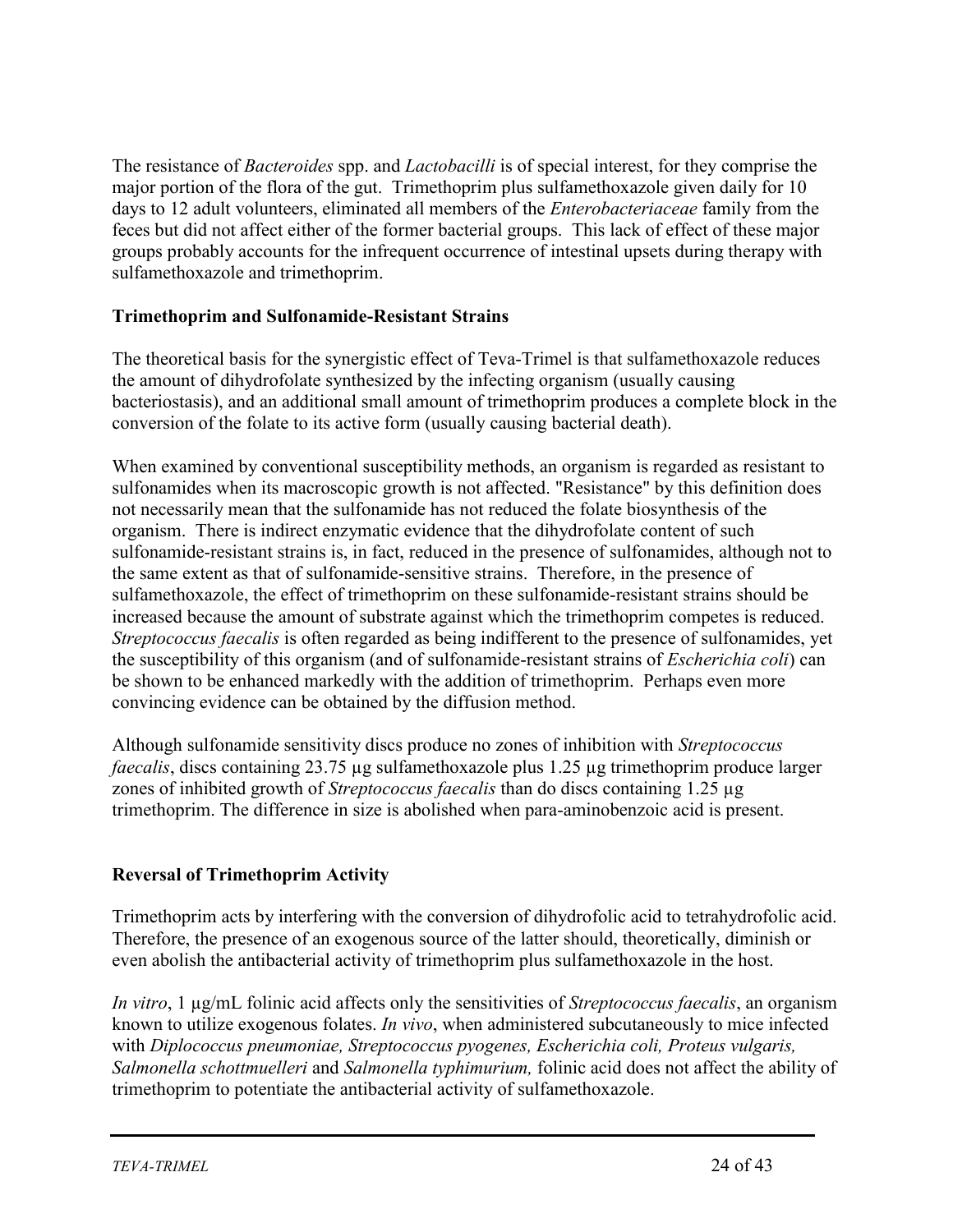The resistance of *Bacteroides* spp. and *Lactobacilli* is of special interest, for they comprise the major portion of the flora of the gut. Trimethoprim plus sulfamethoxazole given daily for 10 days to 12 adult volunteers, eliminated all members of the *Enterobacteriaceae* family from the feces but did not affect either of the former bacterial groups. This lack of effect of these major groups probably accounts for the infrequent occurrence of intestinal upsets during therapy with sulfamethoxazole and trimethoprim.

### Trimethoprim and Sulfonamide-Resistant Strains

The theoretical basis for the synergistic effect of Teva-Trimel is that sulfamethoxazole reduces the amount of dihydrofolate synthesized by the infecting organism (usually causing bacteriostasis), and an additional small amount of trimethoprim produces a complete block in the conversion of the folate to its active form (usually causing bacterial death).

When examined by conventional susceptibility methods, an organism is regarded as resistant to sulfonamides when its macroscopic growth is not affected. "Resistance" by this definition does not necessarily mean that the sulfonamide has not reduced the folate biosynthesis of the organism. There is indirect enzymatic evidence that the dihydrofolate content of such sulfonamide-resistant strains is, in fact, reduced in the presence of sulfonamides, although not to the same extent as that of sulfonamide-sensitive strains. Therefore, in the presence of sulfamethoxazole, the effect of trimethoprim on these sulfonamide-resistant strains should be increased because the amount of substrate against which the trimethoprim competes is reduced. *Streptococcus faecalis* is often regarded as being indifferent to the presence of sulfonamides, yet the susceptibility of this organism (and of sulfonamide-resistant strains of *Escherichia coli*) can be shown to be enhanced markedly with the addition of trimethoprim. Perhaps even more convincing evidence can be obtained by the diffusion method.

Although sulfonamide sensitivity discs produce no zones of inhibition with *Streptococcus faecalis*, discs containing 23.75 µg sulfamethoxazole plus 1.25 µg trimethoprim produce larger zones of inhibited growth of *Streptococcus faecalis* than do discs containing 1.25 µg trimethoprim. The difference in size is abolished when para-aminobenzoic acid is present.

### Reversal of Trimethoprim Activity

Trimethoprim acts by interfering with the conversion of dihydrofolic acid to tetrahydrofolic acid. Therefore, the presence of an exogenous source of the latter should, theoretically, diminish or even abolish the antibacterial activity of trimethoprim plus sulfamethoxazole in the host.

*In vitro*, 1 µg/mL folinic acid affects only the sensitivities of *Streptococcus faecalis*, an organism known to utilize exogenous folates. *In vivo*, when administered subcutaneously to mice infected with *Diplococcus pneumoniae, Streptococcus pyogenes, Escherichia coli, Proteus vulgaris, Salmonella schottmuelleri* and *Salmonella typhimurium,* folinic acid does not affect the ability of trimethoprim to potentiate the antibacterial activity of sulfamethoxazole.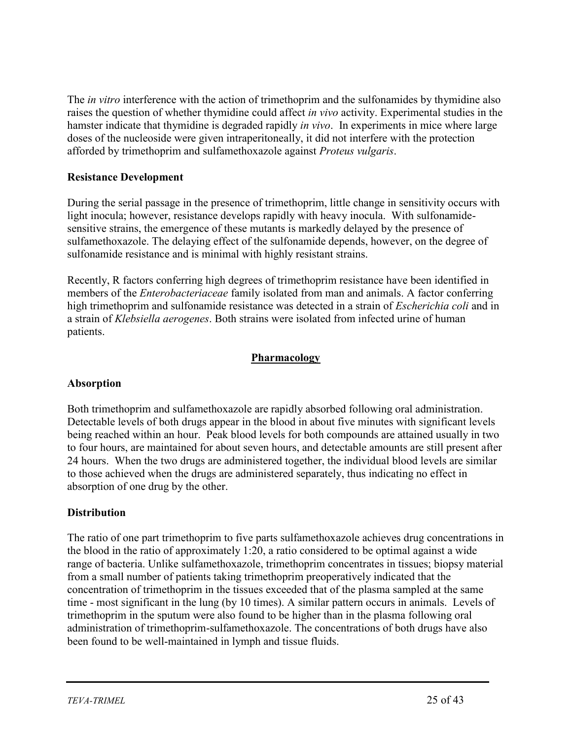The *in vitro* interference with the action of trimethoprim and the sulfonamides by thymidine also raises the question of whether thymidine could affect *in vivo* activity. Experimental studies in the hamster indicate that thymidine is degraded rapidly *in vivo*. In experiments in mice where large doses of the nucleoside were given intraperitoneally, it did not interfere with the protection afforded by trimethoprim and sulfamethoxazole against *Proteus vulgaris*.

**Resistance Development**

During the serial passage in the presence of trimethoprim, little change in sensitivity occurs with light inocula; however, resistance develops rapidly with heavy inocula. With sulfonamide-sensitive strains, the emergence of these mutants is markedly delayed by the presence of sulfamethoxazole. The delaying effect of the sulfonamide depends, however, on the degree of sulfonamide resistance and is minimal with highly resistant strains.

Recently, R factors conferring high degrees of trimethoprim resistance have been identified in members of the *Enterobacteriaceae* family isolated from man and animals. A factor conferring high trimethoprim and sulfonamide resistance was detected in a strain of *Escherichia coli* and in a strain of *Klebsiella aerogenes*. Both strains were isolated from infected urine of human patients.

## Pharmacology

**Absorption**

Both trimethoprim and sulfamethoxazole are rapidly absorbed following oral administration. Detectable levels of both drugs appear in the blood in about five minutes with significant levels being reached within an hour. Peak blood levels for both compounds are attained usually in two to four hours, are maintained for about seven hours, and detectable amounts are still present after 24 hours. When the two drugs are administered together, the individual blood levels are similar to those achieved when the drugs are administered separately, thus indicating no effect in absorption of one drug by the other.

**Distribution**

The ratio of one part trimethoprim to five parts sulfamethoxazole achieves drug concentrations in the blood in the ratio of approximately 1:20, a ratio considered to be optimal against a wide range of bacteria. Unlike sulfamethoxazole, trimethoprim concentrates in tissues; biopsy material from a small number of patients taking trimethoprim preoperatively indicated that the concentration of trimethoprim in the tissues exceeded that of the plasma sampled at the same time - most significant in the lung (by 10 times). A similar pattern occurs in animals. Levels of trimethoprim in the sputum were also found to be higher than in the plasma following oral administration of trimethoprim-sulfamethoxazole. The concentrations of both drugs have also been found to be well-maintained in lymph and tissue fluids.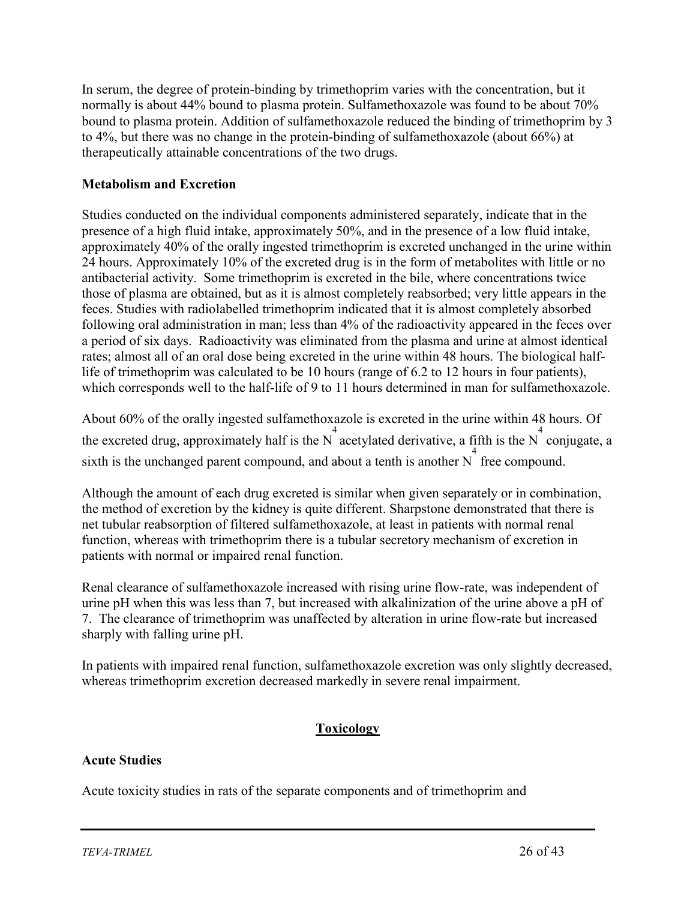In serum, the degree of protein-binding by trimethoprim varies with the concentration, but it normally is about 44% bound to plasma protein. Sulfamethoxazole was found to be about 70% bound to plasma protein. Addition of sulfamethoxazole reduced the binding of trimethoprim by 3 to 4%, but there was no change in the protein-binding of sulfamethoxazole (about 66%) at therapeutically attainable concentrations of the two drugs.

**Metabolism and Excretion**

Studies conducted on the individual components administered separately, indicate that in the presence of a high fluid intake, approximately 50%, and in the presence of a low fluid intake, approximately 40% of the orally ingested trimethoprim is excreted unchanged in the urine within 24 hours. Approximately 10% of the excreted drug is in the form of metabolites with little or no antibacterial activity. Some trimethoprim is excreted in the bile, where concentrations twice those of plasma are obtained, but as it is almost completely reabsorbed; very little appears in the feces. Studies with radiolabelled trimethoprim indicated that it is almost completely absorbed following oral administration in man; less than 4% of the radioactivity appeared in the feces over a period of six days. Radioactivity was eliminated from the plasma and urine at almost identical rates; almost all of an oral dose being excreted in the urine within 48 hours. The biological half-life of trimethoprim was calculated to be 10 hours (range of 6.2 to 12 hours in four patients), which corresponds well to the half-life of 9 to 11 hours determined in man for sulfamethoxazole.

About 60% of the orally ingested sulfamethoxazole is excreted in the urine within 48 hours. Of the excreted drug, approximately half is the $N^4$ acetylated derivative, a fifth is the $N^4$ conjugate, a sixth is the unchanged parent compound, and about a tenth is another $N^4$ free compound.

Although the amount of each drug excreted is similar when given separately or in combination, the method of excretion by the kidney is quite different. Sharpstone demonstrated that there is net tubular reabsorption of filtered sulfamethoxazole, at least in patients with normal renal function, whereas with trimethoprim there is a tubular secretory mechanism of excretion in patients with normal or impaired renal function.

Renal clearance of sulfamethoxazole increased with rising urine flow-rate, was independent of urine pH when this was less than 7, but increased with alkalinization of the urine above a pH of 7. The clearance of trimethoprim was unaffected by alteration in urine flow-rate but increased sharply with falling urine pH.

In patients with impaired renal function, sulfamethoxazole excretion was only slightly decreased, whereas trimethoprim excretion decreased markedly in severe renal impairment.

## Toxicology

**Acute Studies**

Acute toxicity studies in rats of the separate components and of trimethoprim and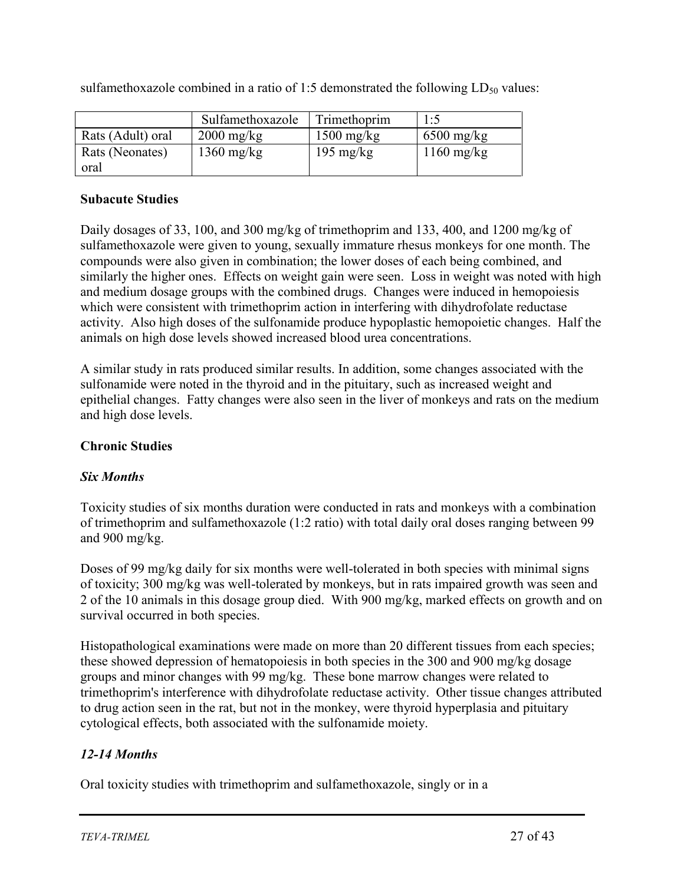sulfamethoxazole combined in a ratio of 1:5 demonstrated the following $LD_{50}$ values:

| | Sulfamethoxazole | Trimethoprim | 1:5 |
|---|---|---|---|
| Rats (Adult) oral | 2000 mg/kg | 1500 mg/kg | 6500 mg/kg |
| Rats (Neonates) oral | 1360 mg/kg | 195 mg/kg | 1160 mg/kg |

**Subacute Studies**

Daily dosages of 33, 100, and 300 mg/kg of trimethoprim and 133, 400, and 1200 mg/kg of sulfamethoxazole were given to young, sexually immature rhesus monkeys for one month. The compounds were also given in combination; the lower doses of each being combined, and similarly the higher ones. Effects on weight gain were seen. Loss in weight was noted with high and medium dosage groups with the combined drugs. Changes were induced in hemopoiesis which were consistent with trimethoprim action in interfering with dihydrofolate reductase activity. Also high doses of the sulfonamide produce hypoplastic hemopoietic changes. Half the animals on high dose levels showed increased blood urea concentrations.

A similar study in rats produced similar results. In addition, some changes associated with the sulfonamide were noted in the thyroid and in the pituitary, such as increased weight and epithelial changes. Fatty changes were also seen in the liver of monkeys and rats on the medium and high dose levels.

**Chronic Studies**

***Six Months***

Toxicity studies of six months duration were conducted in rats and monkeys with a combination of trimethoprim and sulfamethoxazole (1:2 ratio) with total daily oral doses ranging between 99 and 900 mg/kg.

Doses of 99 mg/kg daily for six months were well-tolerated in both species with minimal signs of toxicity; 300 mg/kg was well-tolerated by monkeys, but in rats impaired growth was seen and 2 of the 10 animals in this dosage group died. With 900 mg/kg, marked effects on growth and on survival occurred in both species.

Histopathological examinations were made on more than 20 different tissues from each species; these showed depression of hematopoiesis in both species in the 300 and 900 mg/kg dosage groups and minor changes with 99 mg/kg. These bone marrow changes were related to trimethoprim's interference with dihydrofolate reductase activity. Other tissue changes attributed to drug action seen in the rat, but not in the monkey, were thyroid hyperplasia and pituitary cytological effects, both associated with the sulfonamide moiety.

***12-14 Months***

Oral toxicity studies with trimethoprim and sulfamethoxazole, singly or in a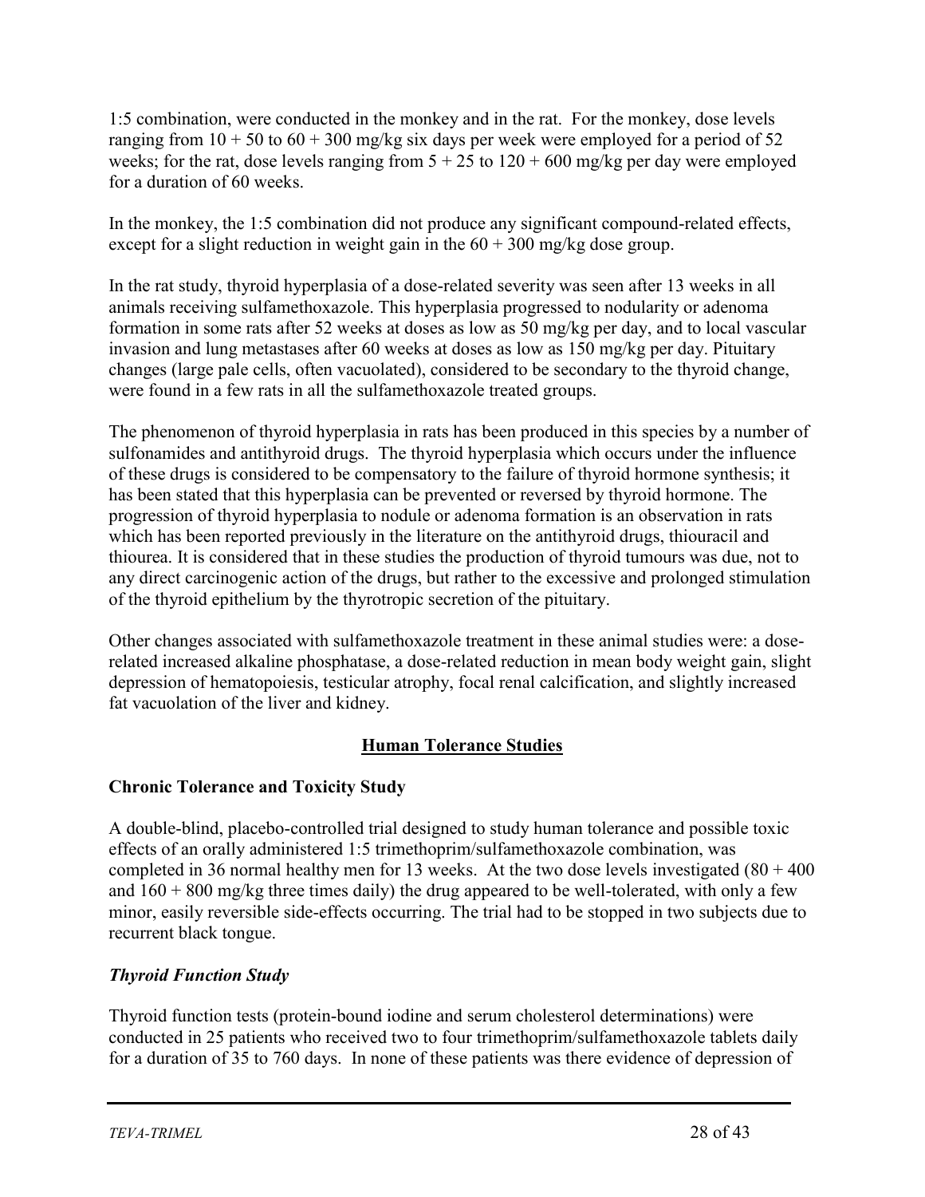1:5 combination, were conducted in the monkey and in the rat. For the monkey, dose levels ranging from 10 + 50 to 60 + 300 mg/kg six days per week were employed for a period of 52 weeks; for the rat, dose levels ranging from 5 + 25 to 120 + 600 mg/kg per day were employed for a duration of 60 weeks.

In the monkey, the 1:5 combination did not produce any significant compound-related effects, except for a slight reduction in weight gain in the 60 + 300 mg/kg dose group.

In the rat study, thyroid hyperplasia of a dose-related severity was seen after 13 weeks in all animals receiving sulfamethoxazole. This hyperplasia progressed to nodularity or adenoma formation in some rats after 52 weeks at doses as low as 50 mg/kg per day, and to local vascular invasion and lung metastases after 60 weeks at doses as low as 150 mg/kg per day. Pituitary changes (large pale cells, often vacuolated), considered to be secondary to the thyroid change, were found in a few rats in all the sulfamethoxazole treated groups.

The phenomenon of thyroid hyperplasia in rats has been produced in this species by a number of sulfonamides and antithyroid drugs. The thyroid hyperplasia which occurs under the influence of these drugs is considered to be compensatory to the failure of thyroid hormone synthesis; it has been stated that this hyperplasia can be prevented or reversed by thyroid hormone. The progression of thyroid hyperplasia to nodule or adenoma formation is an observation in rats which has been reported previously in the literature on the antithyroid drugs, thiouracil and thiourea. It is considered that in these studies the production of thyroid tumours was due, not to any direct carcinogenic action of the drugs, but rather to the excessive and prolonged stimulation of the thyroid epithelium by the thyrotropic secretion of the pituitary.

Other changes associated with sulfamethoxazole treatment in these animal studies were: a dose-related increased alkaline phosphatase, a dose-related reduction in mean body weight gain, slight depression of hematopoiesis, testicular atrophy, focal renal calcification, and slightly increased fat vacuolation of the liver and kidney.

## Human Tolerance Studies

### Chronic Tolerance and Toxicity Study

A double-blind, placebo-controlled trial designed to study human tolerance and possible toxic effects of an orally administered 1:5 trimethoprim/sulfamethoxazole combination, was completed in 36 normal healthy men for 13 weeks. At the two dose levels investigated (80 + 400 and 160 + 800 mg/kg three times daily) the drug appeared to be well-tolerated, with only a few minor, easily reversible side-effects occurring. The trial had to be stopped in two subjects due to recurrent black tongue.

### *Thyroid Function Study*

Thyroid function tests (protein-bound iodine and serum cholesterol determinations) were conducted in 25 patients who received two to four trimethoprim/sulfamethoxazole tablets daily for a duration of 35 to 760 days. In none of these patients was there evidence of depression of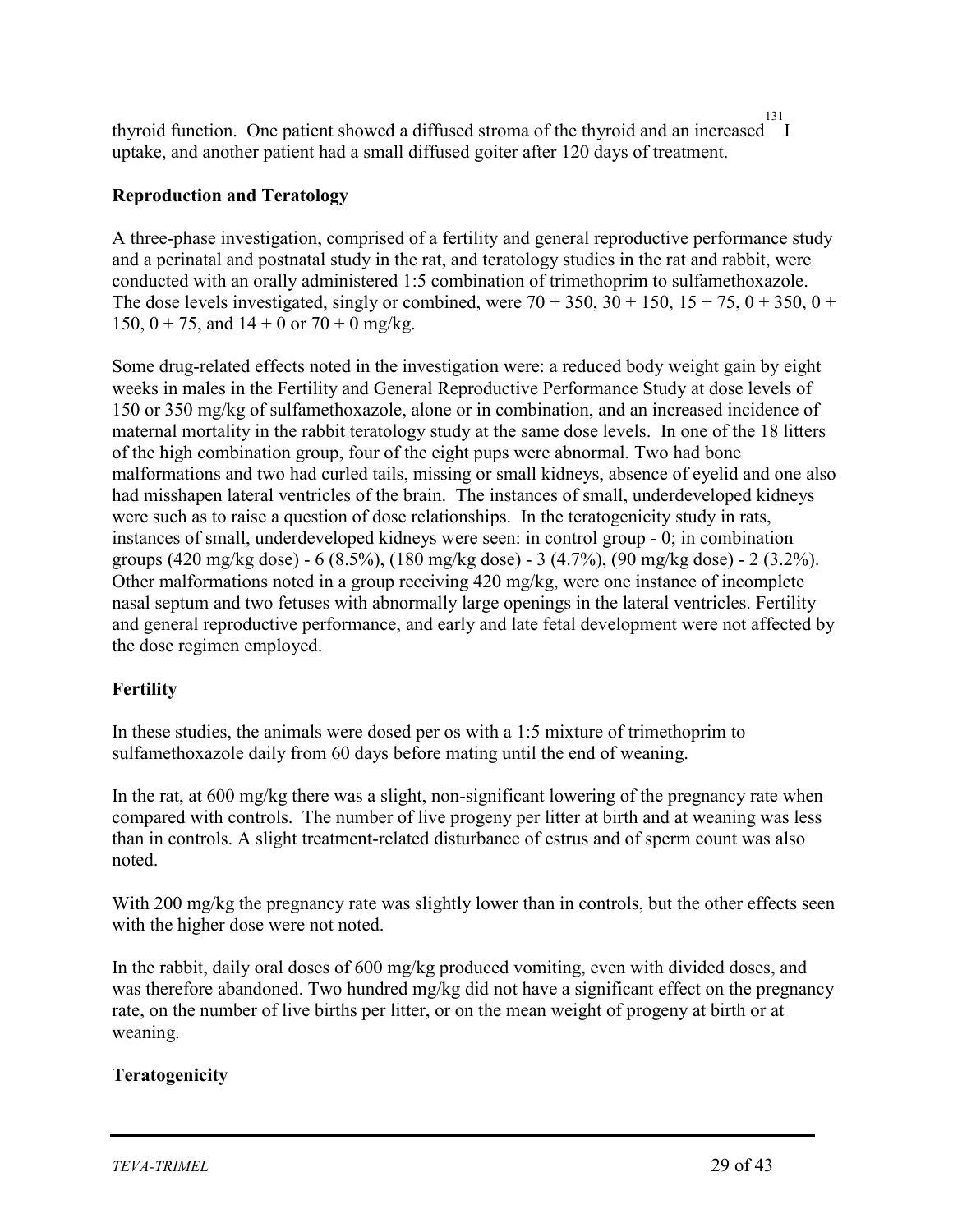thyroid function. One patient showed a diffused stroma of the thyroid and an increased $^{131}$I uptake, and another patient had a small diffused goiter after 120 days of treatment.

**Reproduction and Teratology**

A three-phase investigation, comprised of a fertility and general reproductive performance study and a perinatal and postnatal study in the rat, and teratology studies in the rat and rabbit, were conducted with an orally administered 1:5 combination of trimethoprim to sulfamethoxazole. The dose levels investigated, singly or combined, were 70 + 350, 30 + 150, 15 + 75, 0 + 350, 0 + 150, 0 + 75, and 14 + 0 or 70 + 0 mg/kg.

Some drug-related effects noted in the investigation were: a reduced body weight gain by eight weeks in males in the Fertility and General Reproductive Performance Study at dose levels of 150 or 350 mg/kg of sulfamethoxazole, alone or in combination, and an increased incidence of maternal mortality in the rabbit teratology study at the same dose levels. In one of the 18 litters of the high combination group, four of the eight pups were abnormal. Two had bone malformations and two had curled tails, missing or small kidneys, absence of eyelid and one also had misshapen lateral ventricles of the brain. The instances of small, underdeveloped kidneys were such as to raise a question of dose relationships. In the teratogenicity study in rats, instances of small, underdeveloped kidneys were seen: in control group - 0; in combination groups (420 mg/kg dose) - 6 (8.5%), (180 mg/kg dose) - 3 (4.7%), (90 mg/kg dose) - 2 (3.2%). Other malformations noted in a group receiving 420 mg/kg, were one instance of incomplete nasal septum and two fetuses with abnormally large openings in the lateral ventricles. Fertility and general reproductive performance, and early and late fetal development were not affected by the dose regimen employed.

**Fertility**

In these studies, the animals were dosed per os with a 1:5 mixture of trimethoprim to sulfamethoxazole daily from 60 days before mating until the end of weaning.

In the rat, at 600 mg/kg there was a slight, non-significant lowering of the pregnancy rate when compared with controls. The number of live progeny per litter at birth and at weaning was less than in controls. A slight treatment-related disturbance of estrus and of sperm count was also noted.

With 200 mg/kg the pregnancy rate was slightly lower than in controls, but the other effects seen with the higher dose were not noted.

In the rabbit, daily oral doses of 600 mg/kg produced vomiting, even with divided doses, and was therefore abandoned. Two hundred mg/kg did not have a significant effect on the pregnancy rate, on the number of live births per litter, or on the mean weight of progeny at birth or at weaning.

**Teratogenicity**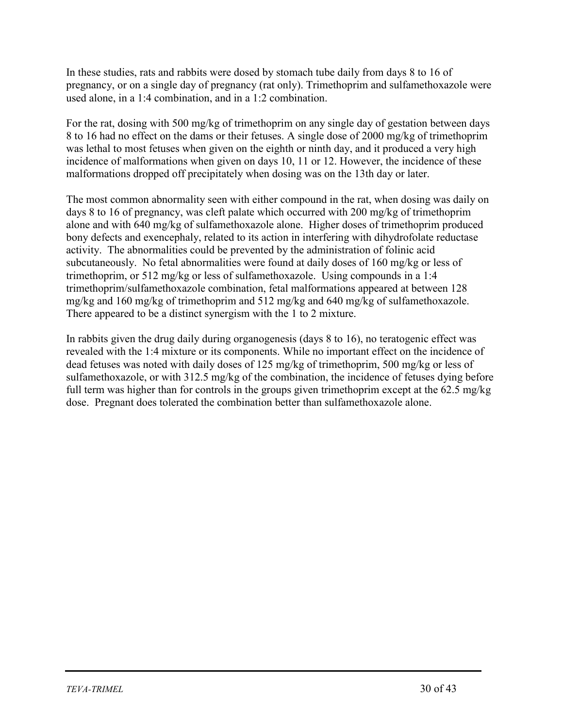In these studies, rats and rabbits were dosed by stomach tube daily from days 8 to 16 of pregnancy, or on a single day of pregnancy (rat only). Trimethoprim and sulfamethoxazole were used alone, in a 1:4 combination, and in a 1:2 combination.

For the rat, dosing with 500 mg/kg of trimethoprim on any single day of gestation between days 8 to 16 had no effect on the dams or their fetuses. A single dose of 2000 mg/kg of trimethoprim was lethal to most fetuses when given on the eighth or ninth day, and it produced a very high incidence of malformations when given on days 10, 11 or 12. However, the incidence of these malformations dropped off precipitately when dosing was on the 13th day or later.

The most common abnormality seen with either compound in the rat, when dosing was daily on days 8 to 16 of pregnancy, was cleft palate which occurred with 200 mg/kg of trimethoprim alone and with 640 mg/kg of sulfamethoxazole alone. Higher doses of trimethoprim produced bony defects and exencephaly, related to its action in interfering with dihydrofolate reductase activity. The abnormalities could be prevented by the administration of folinic acid subcutaneously. No fetal abnormalities were found at daily doses of 160 mg/kg or less of trimethoprim, or 512 mg/kg or less of sulfamethoxazole. Using compounds in a 1:4 trimethoprim/sulfamethoxazole combination, fetal malformations appeared at between 128 mg/kg and 160 mg/kg of trimethoprim and 512 mg/kg and 640 mg/kg of sulfamethoxazole. There appeared to be a distinct synergism with the 1 to 2 mixture.

In rabbits given the drug daily during organogenesis (days 8 to 16), no teratogenic effect was revealed with the 1:4 mixture or its components. While no important effect on the incidence of dead fetuses was noted with daily doses of 125 mg/kg of trimethoprim, 500 mg/kg or less of sulfamethoxazole, or with 312.5 mg/kg of the combination, the incidence of fetuses dying before full term was higher than for controls in the groups given trimethoprim except at the 62.5 mg/kg dose. Pregnant does tolerated the combination better than sulfamethoxazole alone.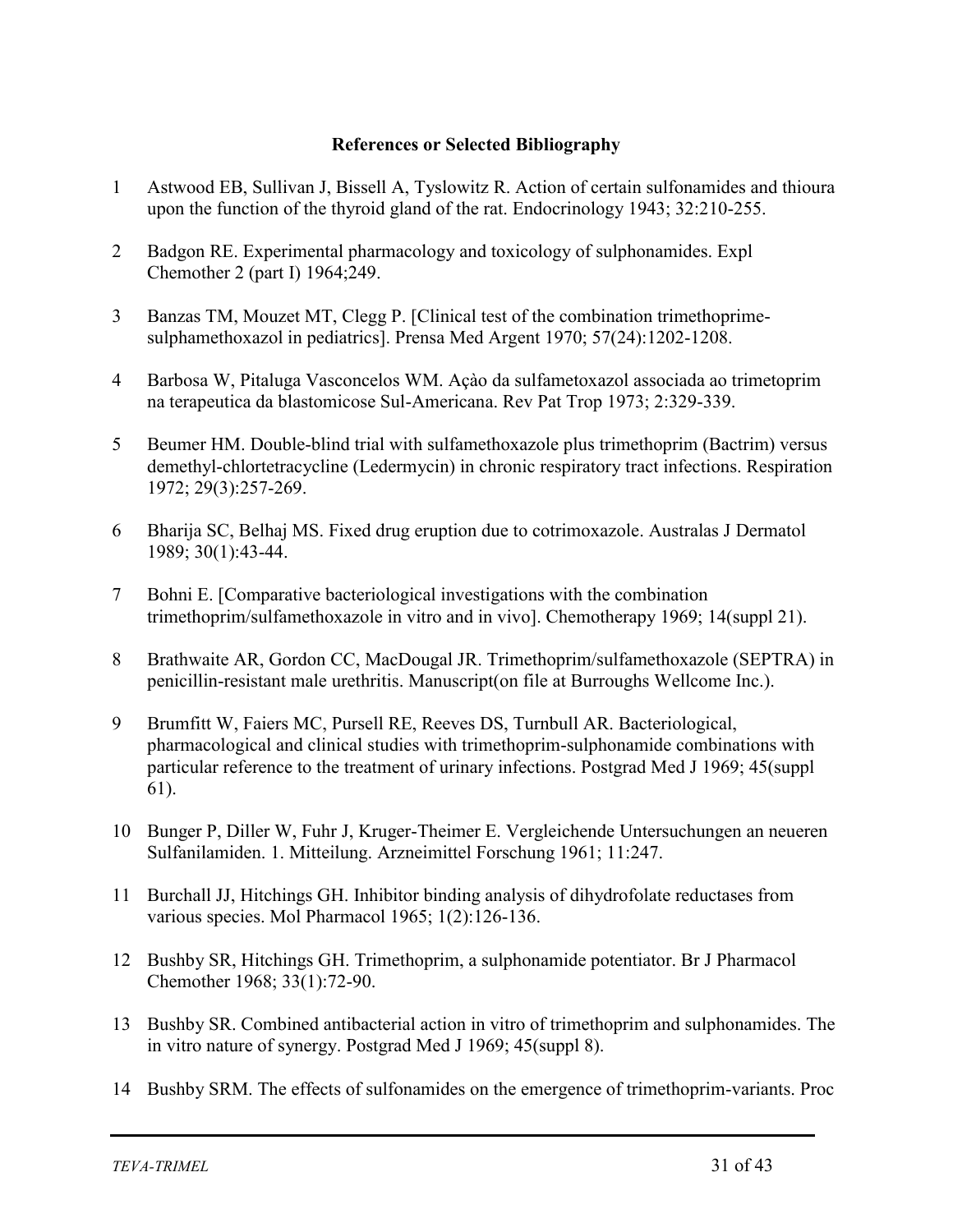**References or Selected Bibliography**

1 Astwood EB, Sullivan J, Bissell A, Tyslowitz R. Action of certain sulfonamides and thioura upon the function of the thyroid gland of the rat. Endocrinology 1943; 32:210-255.

2 Badgon RE. Experimental pharmacology and toxicology of sulphonamides. Expl Chemother 2 (part I) 1964;249.

3 Banzas TM, Mouzet MT, Clegg P. [Clinical test of the combination trimethoprime-sulphamethoxazol in pediatrics]. Prensa Med Argent 1970; 57(24):1202-1208.

4 Barbosa W, Pitaluga Vasconcelos WM. Açào da sulfametoxazol associada ao trimetoprim na terapeutica da blastomicose Sul-Americana. Rev Pat Trop 1973; 2:329-339.

5 Beumer HM. Double-blind trial with sulfamethoxazole plus trimethoprim (Bactrim) versus demethyl-chlortetracycline (Ledermycin) in chronic respiratory tract infections. Respiration 1972; 29(3):257-269.

6 Bharija SC, Belhaj MS. Fixed drug eruption due to cotrimoxazole. Australas J Dermatol 1989; 30(1):43-44.

7 Bohni E. [Comparative bacteriological investigations with the combination trimethoprim/sulfamethoxazole in vitro and in vivo]. Chemotherapy 1969; 14(suppl 21).

8 Brathwaite AR, Gordon CC, MacDougal JR. Trimethoprim/sulfamethoxazole (SEPTRA) in penicillin-resistant male urethritis. Manuscript(on file at Burroughs Wellcome Inc.).

9 Brumfitt W, Faiers MC, Pursell RE, Reeves DS, Turnbull AR. Bacteriological, pharmacological and clinical studies with trimethoprim-sulphonamide combinations with particular reference to the treatment of urinary infections. Postgrad Med J 1969; 45(suppl 61).

10 Bunger P, Diller W, Fuhr J, Kruger-Theimer E. Vergleichende Untersuchungen an neueren Sulfanilamiden. 1. Mitteilung. Arzneimittel Forschung 1961; 11:247.

11 Burchall JJ, Hitchings GH. Inhibitor binding analysis of dihydrofolate reductases from various species. Mol Pharmacol 1965; 1(2):126-136.

12 Bushby SR, Hitchings GH. Trimethoprim, a sulphonamide potentiator. Br J Pharmacol Chemother 1968; 33(1):72-90.

13 Bushby SR. Combined antibacterial action in vitro of trimethoprim and sulphonamides. The in vitro nature of synergy. Postgrad Med J 1969; 45(suppl 8).

14 Bushby SRM. The effects of sulfonamides on the emergence of trimethoprim-variants. Proc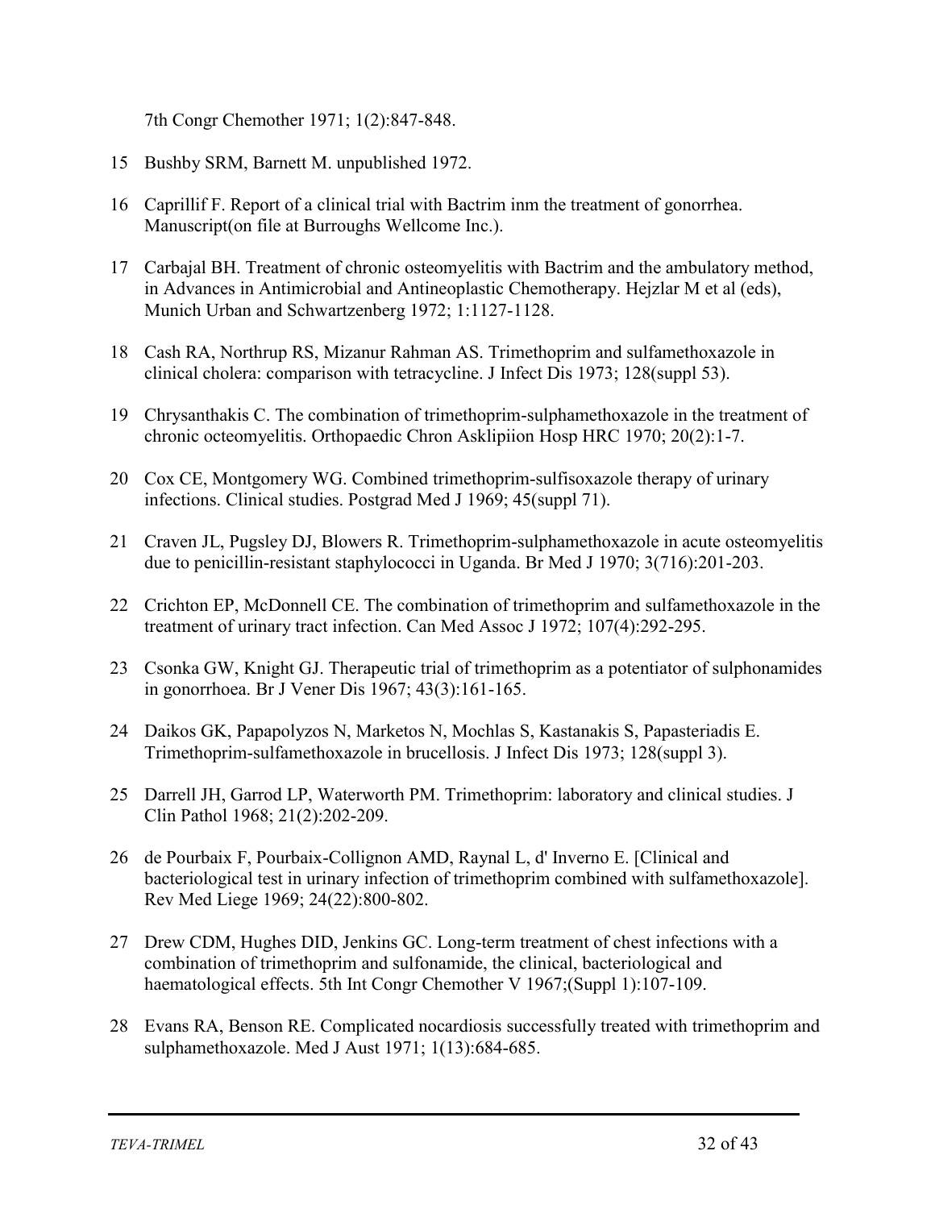7th Congr Chemother 1971; 1(2):847-848.

15 Bushby SRM, Barnett M. unpublished 1972.

16 Caprillif F. Report of a clinical trial with Bactrim inm the treatment of gonorrhea. Manuscript(on file at Burroughs Wellcome Inc.).

17 Carbajal BH. Treatment of chronic osteomyelitis with Bactrim and the ambulatory method, in Advances in Antimicrobial and Antineoplastic Chemotherapy. Hejzlar M et al (eds), Munich Urban and Schwartzenberg 1972; 1:1127-1128.

18 Cash RA, Northrup RS, Mizanur Rahman AS. Trimethoprim and sulfamethoxazole in clinical cholera: comparison with tetracycline. J Infect Dis 1973; 128(suppl 53).

19 Chrysanthakis C. The combination of trimethoprim-sulphamethoxazole in the treatment of chronic octeomyelitis. Orthopaedic Chron Asklipiion Hosp HRC 1970; 20(2):1-7.

20 Cox CE, Montgomery WG. Combined trimethoprim-sulfisoxazole therapy of urinary infections. Clinical studies. Postgrad Med J 1969; 45(suppl 71).

21 Craven JL, Pugsley DJ, Blowers R. Trimethoprim-sulphamethoxazole in acute osteomyelitis due to penicillin-resistant staphylococci in Uganda. Br Med J 1970; 3(716):201-203.

22 Crichton EP, McDonnell CE. The combination of trimethoprim and sulfamethoxazole in the treatment of urinary tract infection. Can Med Assoc J 1972; 107(4):292-295.

23 Csonka GW, Knight GJ. Therapeutic trial of trimethoprim as a potentiator of sulphonamides in gonorrhoea. Br J Vener Dis 1967; 43(3):161-165.

24 Daikos GK, Papapolyzos N, Marketos N, Mochlas S, Kastanakis S, Papasteriadis E. Trimethoprim-sulfamethoxazole in brucellosis. J Infect Dis 1973; 128(suppl 3).

25 Darrell JH, Garrod LP, Waterworth PM. Trimethoprim: laboratory and clinical studies. J Clin Pathol 1968; 21(2):202-209.

26 de Pourbaix F, Pourbaix-Collignon AMD, Raynal L, d' Inverno E. [Clinical and bacteriological test in urinary infection of trimethoprim combined with sulfamethoxazole]. Rev Med Liege 1969; 24(22):800-802.

27 Drew CDM, Hughes DID, Jenkins GC. Long-term treatment of chest infections with a combination of trimethoprim and sulfonamide, the clinical, bacteriological and haematological effects. 5th Int Congr Chemother V 1967;(Suppl 1):107-109.

28 Evans RA, Benson RE. Complicated nocardiosis successfully treated with trimethoprim and sulphamethoxazole. Med J Aust 1971; 1(13):684-685.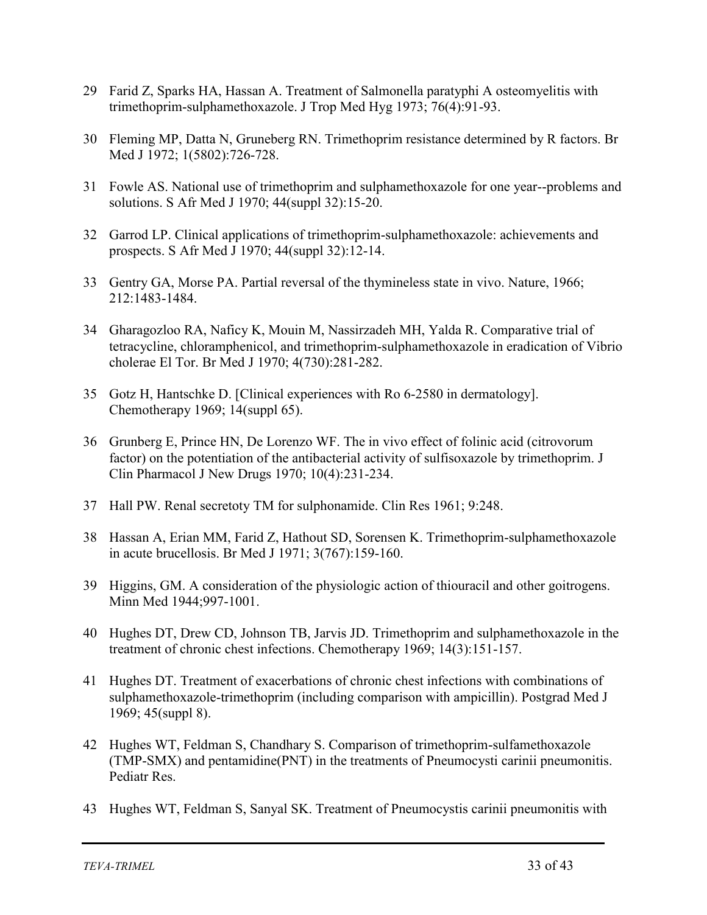29 Farid Z, Sparks HA, Hassan A. Treatment of Salmonella paratyphi A osteomyelitis with trimethoprim-sulphamethoxazole. J Trop Med Hyg 1973; 76(4):91-93.

30 Fleming MP, Datta N, Gruneberg RN. Trimethoprim resistance determined by R factors. Br Med J 1972; 1(5802):726-728.

31 Fowle AS. National use of trimethoprim and sulphamethoxazole for one year--problems and solutions. S Afr Med J 1970; 44(suppl 32):15-20.

32 Garrod LP. Clinical applications of trimethoprim-sulphamethoxazole: achievements and prospects. S Afr Med J 1970; 44(suppl 32):12-14.

33 Gentry GA, Morse PA. Partial reversal of the thymineless state in vivo. Nature, 1966; 212:1483-1484.

34 Gharagozloo RA, Naficy K, Mouin M, Nassirzadeh MH, Yalda R. Comparative trial of tetracycline, chloramphenicol, and trimethoprim-sulphamethoxazole in eradication of Vibrio cholerae El Tor. Br Med J 1970; 4(730):281-282.

35 Gotz H, Hantschke D. [Clinical experiences with Ro 6-2580 in dermatology]. Chemotherapy 1969; 14(suppl 65).

36 Grunberg E, Prince HN, De Lorenzo WF. The in vivo effect of folinic acid (citrovorum factor) on the potentiation of the antibacterial activity of sulfisoxazole by trimethoprim. J Clin Pharmacol J New Drugs 1970; 10(4):231-234.

37 Hall PW. Renal secretoty TM for sulphonamide. Clin Res 1961; 9:248.

38 Hassan A, Erian MM, Farid Z, Hathout SD, Sorensen K. Trimethoprim-sulphamethoxazole in acute brucellosis. Br Med J 1971; 3(767):159-160.

39 Higgins, GM. A consideration of the physiologic action of thiouracil and other goitrogens. Minn Med 1944;997-1001.

40 Hughes DT, Drew CD, Johnson TB, Jarvis JD. Trimethoprim and sulphamethoxazole in the treatment of chronic chest infections. Chemotherapy 1969; 14(3):151-157.

41 Hughes DT. Treatment of exacerbations of chronic chest infections with combinations of sulphamethoxazole-trimethoprim (including comparison with ampicillin). Postgrad Med J 1969; 45(suppl 8).

42 Hughes WT, Feldman S, Chandhary S. Comparison of trimethoprim-sulfamethoxazole (TMP-SMX) and pentamidine(PNT) in the treatments of Pneumocysti carinii pneumonitis. Pediatr Res.

43 Hughes WT, Feldman S, Sanyal SK. Treatment of Pneumocystis carinii pneumonitis with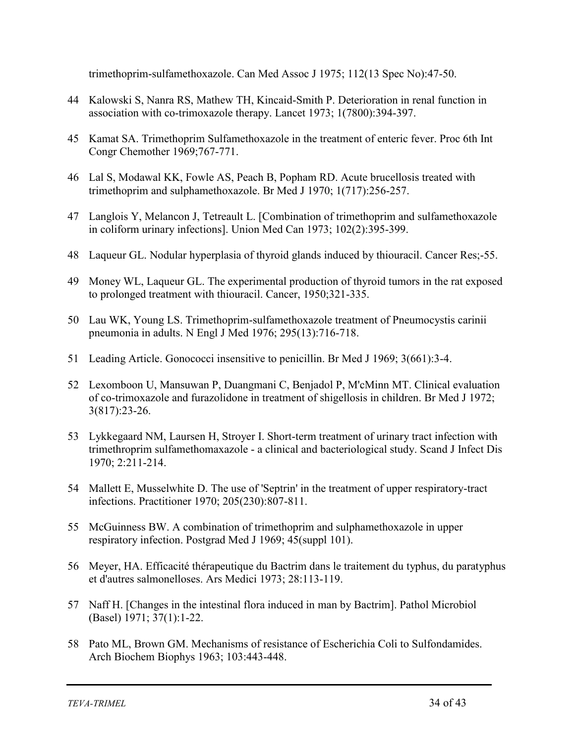trimethoprim-sulfamethoxazole. Can Med Assoc J 1975; 112(13 Spec No):47-50.

44 Kalowski S, Nanra RS, Mathew TH, Kincaid-Smith P. Deterioration in renal function in association with co-trimoxazole therapy. Lancet 1973; 1(7800):394-397.

45 Kamat SA. Trimethoprim Sulfamethoxazole in the treatment of enteric fever. Proc 6th Int Congr Chemother 1969;767-771.

46 Lal S, Modawal KK, Fowle AS, Peach B, Popham RD. Acute brucellosis treated with trimethoprim and sulphamethoxazole. Br Med J 1970; 1(717):256-257.

47 Langlois Y, Melancon J, Tetreault L. [Combination of trimethoprim and sulfamethoxazole in coliform urinary infections]. Union Med Can 1973; 102(2):395-399.

48 Laqueur GL. Nodular hyperplasia of thyroid glands induced by thiouracil. Cancer Res;-55.

49 Money WL, Laqueur GL. The experimental production of thyroid tumors in the rat exposed to prolonged treatment with thiouracil. Cancer, 1950;321-335.

50 Lau WK, Young LS. Trimethoprim-sulfamethoxazole treatment of Pneumocystis carinii pneumonia in adults. N Engl J Med 1976; 295(13):716-718.

51 Leading Article. Gonococci insensitive to penicillin. Br Med J 1969; 3(661):3-4.

52 Lexomboon U, Mansuwan P, Duangmani C, Benjadol P, M'cMinn MT. Clinical evaluation of co-trimoxazole and furazolidone in treatment of shigellosis in children. Br Med J 1972; 3(817):23-26.

53 Lykkegaard NM, Laursen H, Stroyer I. Short-term treatment of urinary tract infection with trimethroprim sulfamethomaxazole - a clinical and bacteriological study. Scand J Infect Dis 1970; 2:211-214.

54 Mallett E, Musselwhite D. The use of 'Septrin' in the treatment of upper respiratory-tract infections. Practitioner 1970; 205(230):807-811.

55 McGuinness BW. A combination of trimethoprim and sulphamethoxazole in upper respiratory infection. Postgrad Med J 1969; 45(suppl 101).

56 Meyer, HA. Efficacité thérapeutique du Bactrim dans le traitement du typhus, du paratyphus et d'autres salmonelloses. Ars Medici 1973; 28:113-119.

57 Naff H. [Changes in the intestinal flora induced in man by Bactrim]. Pathol Microbiol (Basel) 1971; 37(1):1-22.

58 Pato ML, Brown GM. Mechanisms of resistance of Escherichia Coli to Sulfondamides. Arch Biochem Biophys 1963; 103:443-448.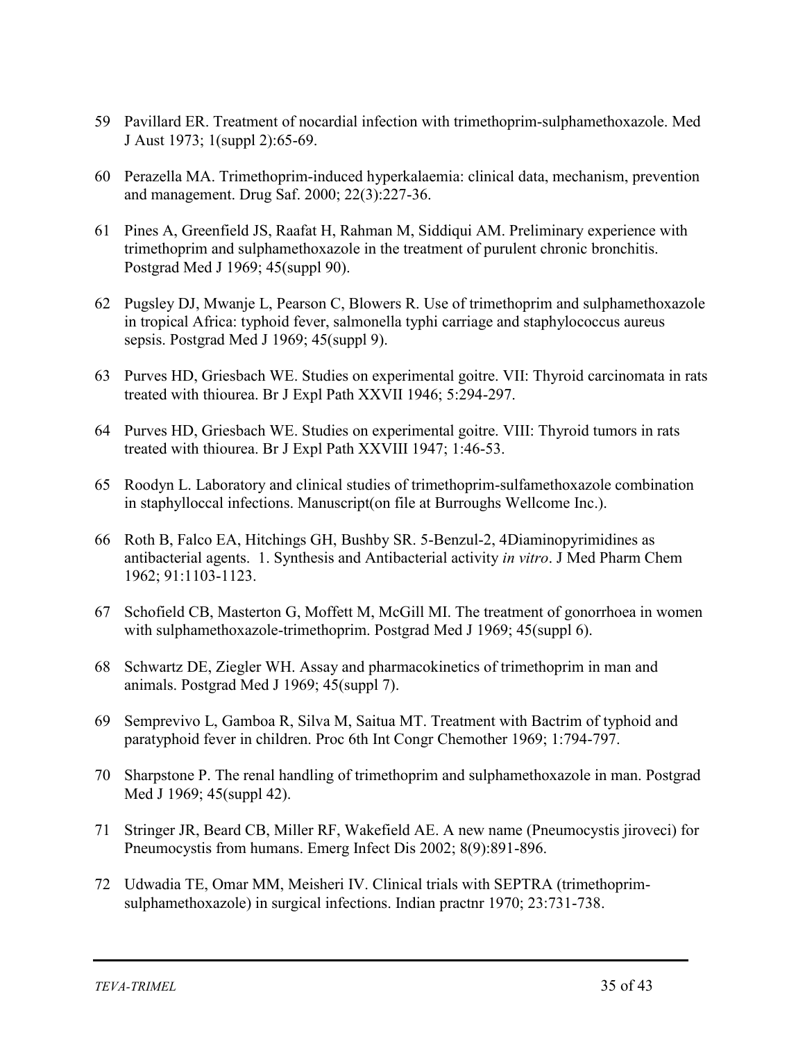59 Pavillard ER. Treatment of nocardial infection with trimethoprim-sulphamethoxazole. Med J Aust 1973; 1(suppl 2):65-69.

60 Perazella MA. Trimethoprim-induced hyperkalaemia: clinical data, mechanism, prevention and management. Drug Saf. 2000; 22(3):227-36.

61 Pines A, Greenfield JS, Raafat H, Rahman M, Siddiqui AM. Preliminary experience with trimethoprim and sulphamethoxazole in the treatment of purulent chronic bronchitis. Postgrad Med J 1969; 45(suppl 90).

62 Pugsley DJ, Mwanje L, Pearson C, Blowers R. Use of trimethoprim and sulphamethoxazole in tropical Africa: typhoid fever, salmonella typhi carriage and staphylococcus aureus sepsis. Postgrad Med J 1969; 45(suppl 9).

63 Purves HD, Griesbach WE. Studies on experimental goitre. VII: Thyroid carcinomata in rats treated with thiourea. Br J Expl Path XXVII 1946; 5:294-297.

64 Purves HD, Griesbach WE. Studies on experimental goitre. VIII: Thyroid tumors in rats treated with thiourea. Br J Expl Path XXVIII 1947; 1:46-53.

65 Roodyn L. Laboratory and clinical studies of trimethoprim-sulfamethoxazole combination in staphylloccal infections. Manuscript(on file at Burroughs Wellcome Inc.).

66 Roth B, Falco EA, Hitchings GH, Bushby SR. 5-Benzul-2, 4Diaminopyrimidines as antibacterial agents. 1. Synthesis and Antibacterial activity *in vitro*. J Med Pharm Chem 1962; 91:1103-1123.

67 Schofield CB, Masterton G, Moffett M, McGill MI. The treatment of gonorrhoea in women with sulphamethoxazole-trimethoprim. Postgrad Med J 1969; 45(suppl 6).

68 Schwartz DE, Ziegler WH. Assay and pharmacokinetics of trimethoprim in man and animals. Postgrad Med J 1969; 45(suppl 7).

69 Semprevivo L, Gamboa R, Silva M, Saitua MT. Treatment with Bactrim of typhoid and paratyphoid fever in children. Proc 6th Int Congr Chemother 1969; 1:794-797.

70 Sharpstone P. The renal handling of trimethoprim and sulphamethoxazole in man. Postgrad Med J 1969; 45(suppl 42).

71 Stringer JR, Beard CB, Miller RF, Wakefield AE. A new name (Pneumocystis jiroveci) for Pneumocystis from humans. Emerg Infect Dis 2002; 8(9):891-896.

72 Udwadia TE, Omar MM, Meisheri IV. Clinical trials with SEPTRA (trimethoprim-sulphamethoxazole) in surgical infections. Indian practnr 1970; 23:731-738.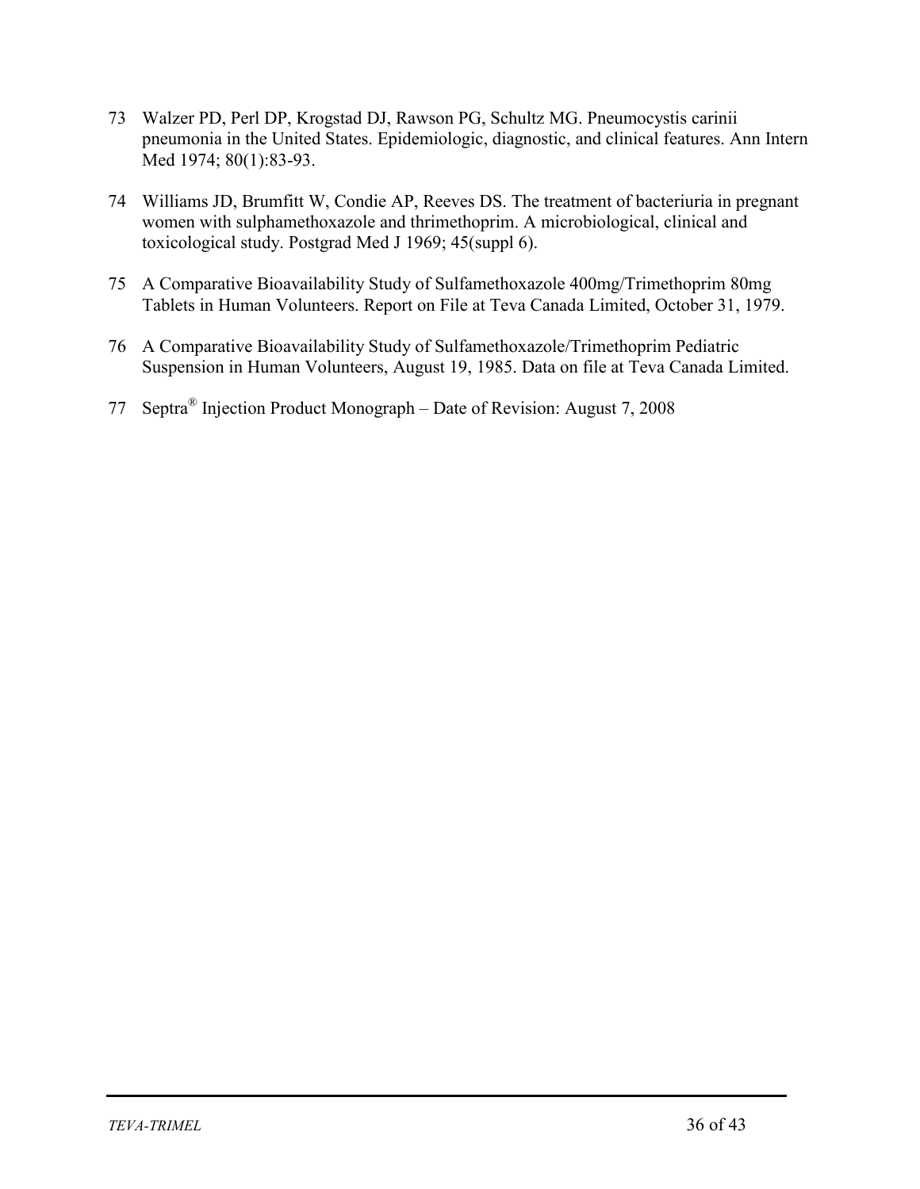73 Walzer PD, Perl DP, Krogstad DJ, Rawson PG, Schultz MG. Pneumocystis carinii pneumonia in the United States. Epidemiologic, diagnostic, and clinical features. Ann Intern Med 1974; 80(1):83-93.

74 Williams JD, Brumfitt W, Condie AP, Reeves DS. The treatment of bacteriuria in pregnant women with sulphamethoxazole and thrimethoprim. A microbiological, clinical and toxicological study. Postgrad Med J 1969; 45(suppl 6).

75 A Comparative Bioavailability Study of Sulfamethoxazole 400mg/Trimethoprim 80mg Tablets in Human Volunteers. Report on File at Teva Canada Limited, October 31, 1979.

76 A Comparative Bioavailability Study of Sulfamethoxazole/Trimethoprim Pediatric Suspension in Human Volunteers, August 19, 1985. Data on file at Teva Canada Limited.

77 Septra® Injection Product Monograph – Date of Revision: August 7, 2008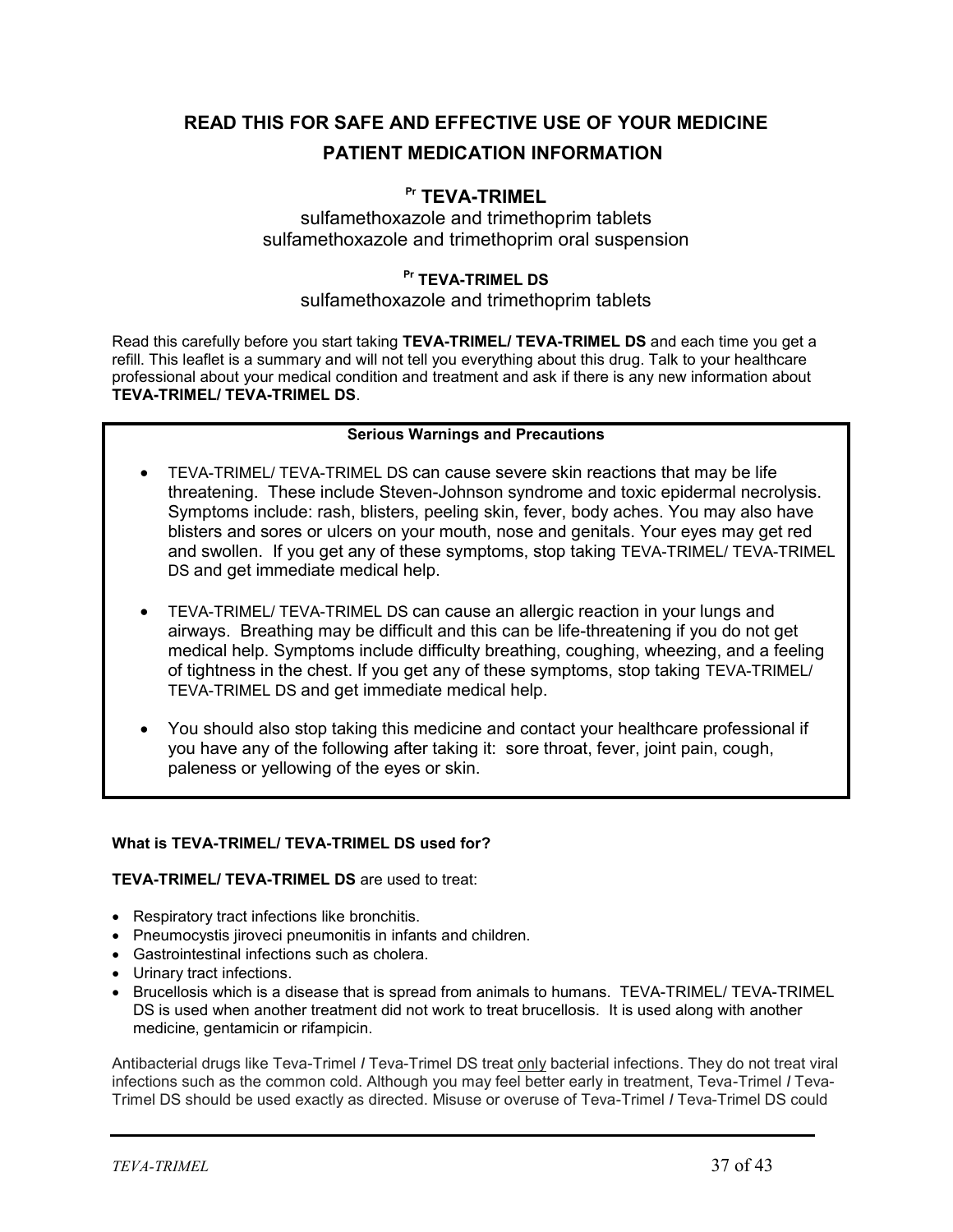# READ THIS FOR SAFE AND EFFECTIVE USE OF YOUR MEDICINE

# PATIENT MEDICATION INFORMATION

## Pr TEVA-TRIMEL

sulfamethoxazole and trimethoprim tablets
sulfamethoxazole and trimethoprim oral suspension

## Pr TEVA-TRIMEL DS

sulfamethoxazole and trimethoprim tablets

Read this carefully before you start taking **TEVA-TRIMEL/ TEVA-TRIMEL DS** and each time you get a refill. This leaflet is a summary and will not tell you everything about this drug. Talk to your healthcare professional about your medical condition and treatment and ask if there is any new information about **TEVA-TRIMEL/ TEVA-TRIMEL DS**.

**Serious Warnings and Precautions**

- TEVA-TRIMEL/ TEVA-TRIMEL DS can cause severe skin reactions that may be life threatening. These include Steven-Johnson syndrome and toxic epidermal necrolysis. Symptoms include: rash, blisters, peeling skin, fever, body aches. You may also have blisters and sores or ulcers on your mouth, nose and genitals. Your eyes may get red and swollen. If you get any of these symptoms, stop taking TEVA-TRIMEL/ TEVA-TRIMEL DS and get immediate medical help.
- TEVA-TRIMEL/ TEVA-TRIMEL DS can cause an allergic reaction in your lungs and airways. Breathing may be difficult and this can be life-threatening if you do not get medical help. Symptoms include difficulty breathing, coughing, wheezing, and a feeling of tightness in the chest. If you get any of these symptoms, stop taking TEVA-TRIMEL/ TEVA-TRIMEL DS and get immediate medical help.
- You should also stop taking this medicine and contact your healthcare professional if you have any of the following after taking it: sore throat, fever, joint pain, cough, paleness or yellowing of the eyes or skin.

**What is TEVA-TRIMEL/ TEVA-TRIMEL DS used for?**

**TEVA-TRIMEL/ TEVA-TRIMEL DS** are used to treat:

- Respiratory tract infections like bronchitis.
- Pneumocystis jiroveci pneumonitis in infants and children.
- Gastrointestinal infections such as cholera.
- Urinary tract infections.
- Brucellosis which is a disease that is spread from animals to humans. TEVA-TRIMEL/ TEVA-TRIMEL DS is used when another treatment did not work to treat brucellosis. It is used along with another medicine, gentamicin or rifampicin.

Antibacterial drugs like Teva-Trimel / Teva-Trimel DS treat only bacterial infections. They do not treat viral infections such as the common cold. Although you may feel better early in treatment, Teva-Trimel / Teva-Trimel DS should be used exactly as directed. Misuse or overuse of Teva-Trimel / Teva-Trimel DS could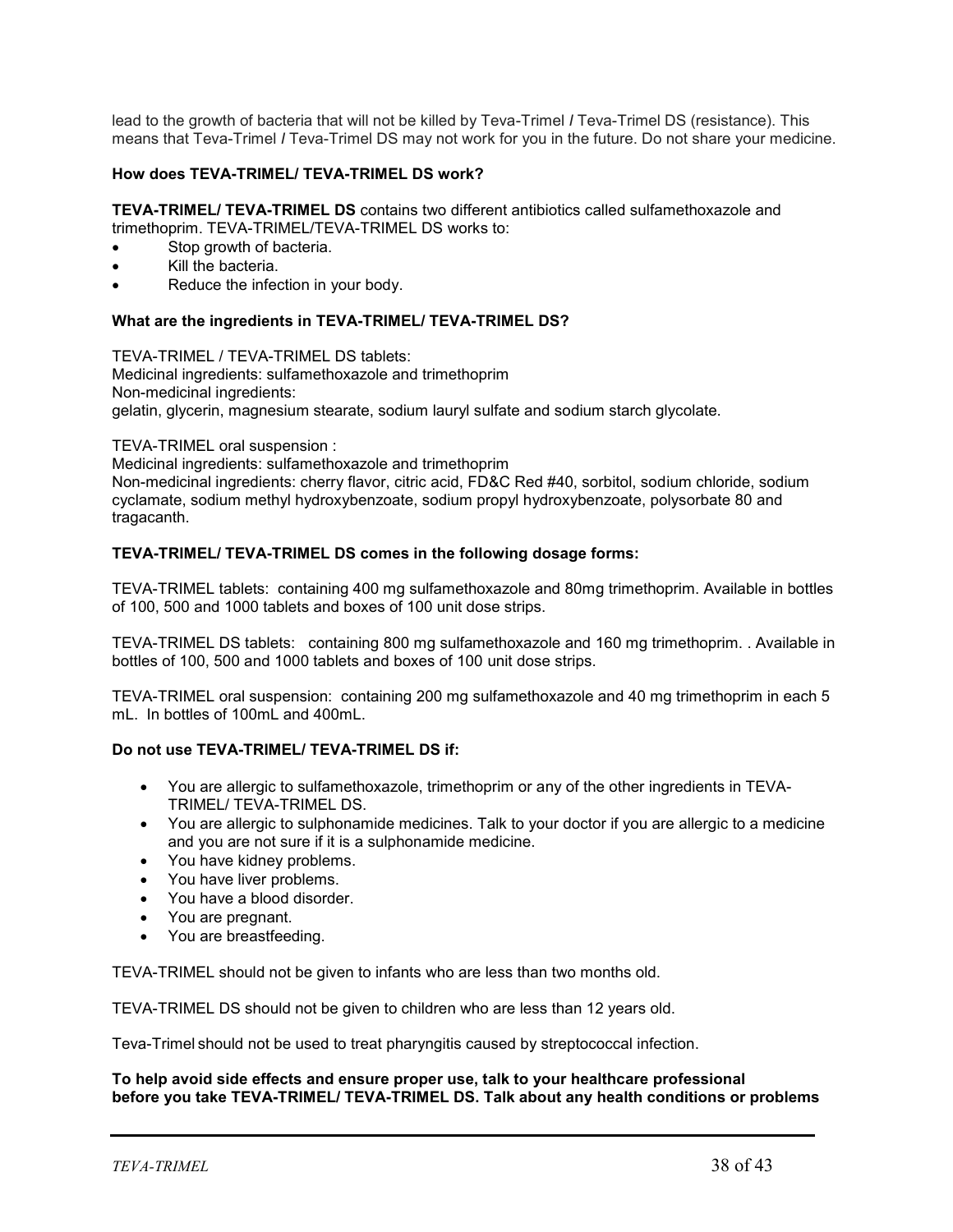lead to the growth of bacteria that will not be killed by Teva-Trimel / Teva-Trimel DS (resistance). This means that Teva-Trimel / Teva-Trimel DS may not work for you in the future. Do not share your medicine.

**How does TEVA-TRIMEL/ TEVA-TRIMEL DS work?**

**TEVA-TRIMEL/ TEVA-TRIMEL DS** contains two different antibiotics called sulfamethoxazole and trimethoprim. TEVA-TRIMEL/TEVA-TRIMEL DS works to:

- Stop growth of bacteria.
- Kill the bacteria.
- Reduce the infection in your body.

**What are the ingredients in TEVA-TRIMEL/ TEVA-TRIMEL DS?**

TEVA-TRIMEL / TEVA-TRIMEL DS tablets:
Medicinal ingredients: sulfamethoxazole and trimethoprim
Non-medicinal ingredients:
gelatin, glycerin, magnesium stearate, sodium lauryl sulfate and sodium starch glycolate.

TEVA-TRIMEL oral suspension :
Medicinal ingredients: sulfamethoxazole and trimethoprim
Non-medicinal ingredients: cherry flavor, citric acid, FD&C Red #40, sorbitol, sodium chloride, sodium cyclamate, sodium methyl hydroxybenzoate, sodium propyl hydroxybenzoate, polysorbate 80 and tragacanth.

**TEVA-TRIMEL/ TEVA-TRIMEL DS comes in the following dosage forms:**

TEVA-TRIMEL tablets: containing 400 mg sulfamethoxazole and 80mg trimethoprim. Available in bottles of 100, 500 and 1000 tablets and boxes of 100 unit dose strips.

TEVA-TRIMEL DS tablets: containing 800 mg sulfamethoxazole and 160 mg trimethoprim. . Available in bottles of 100, 500 and 1000 tablets and boxes of 100 unit dose strips.

TEVA-TRIMEL oral suspension: containing 200 mg sulfamethoxazole and 40 mg trimethoprim in each 5 mL. In bottles of 100mL and 400mL.

**Do not use TEVA-TRIMEL/ TEVA-TRIMEL DS if:**

- You are allergic to sulfamethoxazole, trimethoprim or any of the other ingredients in TEVA-TRIMEL/ TEVA-TRIMEL DS.
- You are allergic to sulphonamide medicines. Talk to your doctor if you are allergic to a medicine and you are not sure if it is a sulphonamide medicine.
- You have kidney problems.
- You have liver problems.
- You have a blood disorder.
- You are pregnant.
- You are breastfeeding.

TEVA-TRIMEL should not be given to infants who are less than two months old.

TEVA-TRIMEL DS should not be given to children who are less than 12 years old.

Teva-Trimel should not be used to treat pharyngitis caused by streptococcal infection.

**To help avoid side effects and ensure proper use, talk to your healthcare professional before you take TEVA-TRIMEL/ TEVA-TRIMEL DS. Talk about any health conditions or problems**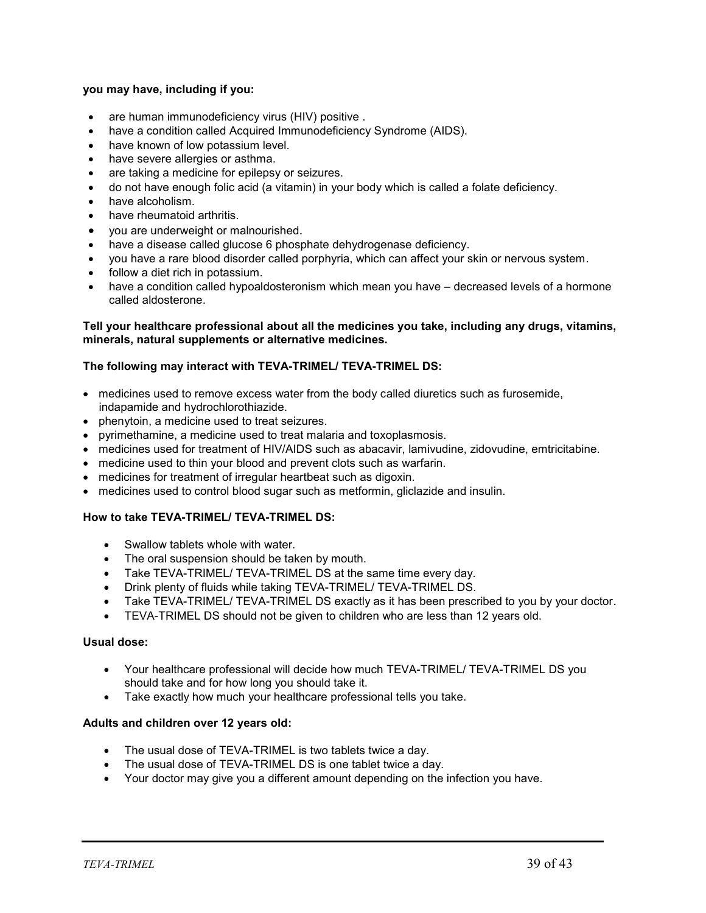**you may have, including if you:**

- are human immunodeficiency virus (HIV) positive .
- have a condition called Acquired Immunodeficiency Syndrome (AIDS).
- have known of low potassium level.
- have severe allergies or asthma.
- are taking a medicine for epilepsy or seizures.
- do not have enough folic acid (a vitamin) in your body which is called a folate deficiency.
- have alcoholism.
- have rheumatoid arthritis.
- you are underweight or malnourished.
- have a disease called glucose 6 phosphate dehydrogenase deficiency.
- you have a rare blood disorder called porphyria, which can affect your skin or nervous system.
- follow a diet rich in potassium.
- have a condition called hypoaldosteronism which mean you have – decreased levels of a hormone called aldosterone.

**Tell your healthcare professional about all the medicines you take, including any drugs, vitamins, minerals, natural supplements or alternative medicines.**

**The following may interact with TEVA-TRIMEL/ TEVA-TRIMEL DS:**

- medicines used to remove excess water from the body called diuretics such as furosemide, indapamide and hydrochlorothiazide.
- phenytoin, a medicine used to treat seizures.
- pyrimethamine, a medicine used to treat malaria and toxoplasmosis.
- medicines used for treatment of HIV/AIDS such as abacavir, lamivudine, zidovudine, emtricitabine.
- medicine used to thin your blood and prevent clots such as warfarin.
- medicines for treatment of irregular heartbeat such as digoxin.
- medicines used to control blood sugar such as metformin, gliclazide and insulin.

**How to take TEVA-TRIMEL/ TEVA-TRIMEL DS:**

- Swallow tablets whole with water.
- The oral suspension should be taken by mouth.
- Take TEVA-TRIMEL/ TEVA-TRIMEL DS at the same time every day.
- Drink plenty of fluids while taking TEVA-TRIMEL/ TEVA-TRIMEL DS.
- Take TEVA-TRIMEL/ TEVA-TRIMEL DS exactly as it has been prescribed to you by your doctor.
- TEVA-TRIMEL DS should not be given to children who are less than 12 years old.

**Usual dose:**

- Your healthcare professional will decide how much TEVA-TRIMEL/ TEVA-TRIMEL DS you should take and for how long you should take it.
- Take exactly how much your healthcare professional tells you take.

**Adults and children over 12 years old:**

- The usual dose of TEVA-TRIMEL is two tablets twice a day.
- The usual dose of TEVA-TRIMEL DS is one tablet twice a day.
- Your doctor may give you a different amount depending on the infection you have.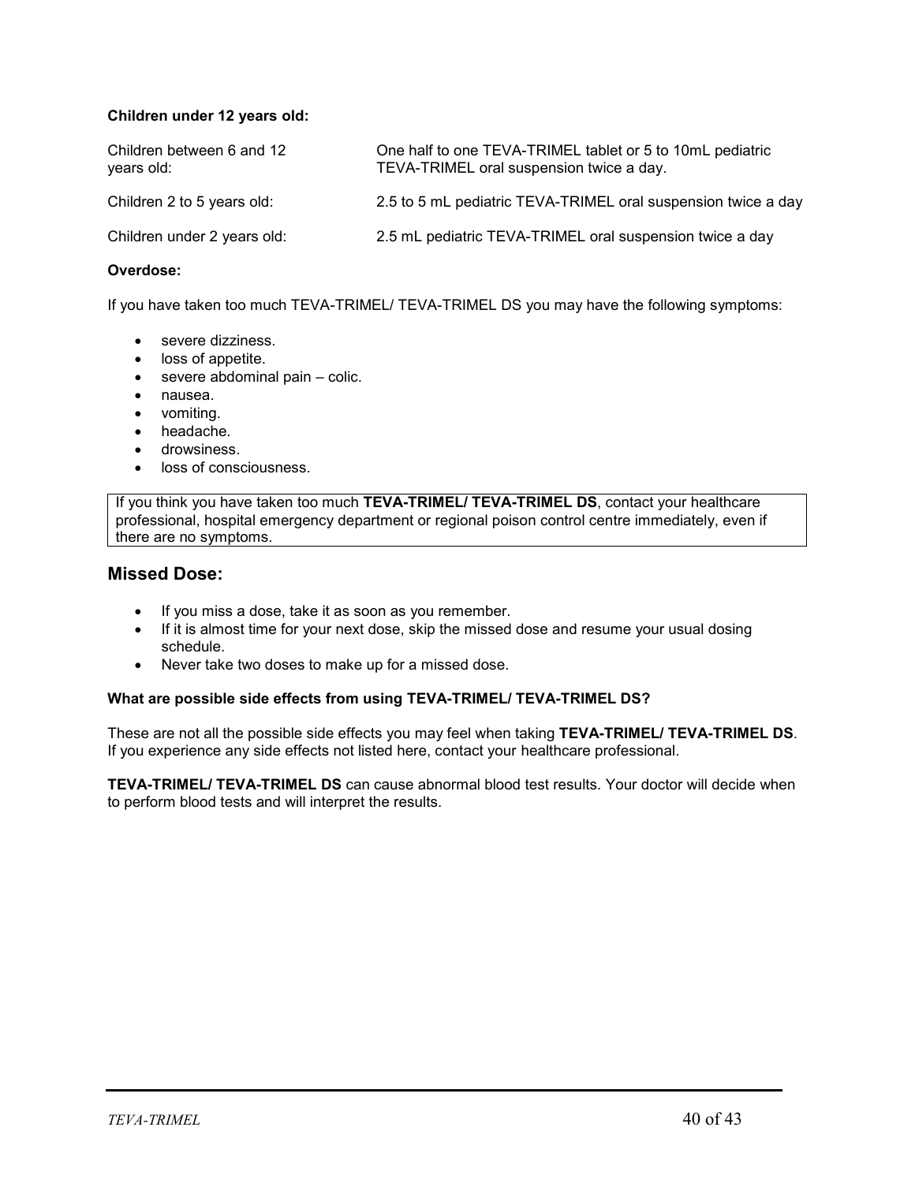**Children under 12 years old:**

| | |
|---|---|
| Children between 6 and 12 years old: | One half to one TEVA-TRIMEL tablet or 5 to 10mL pediatric TEVA-TRIMEL oral suspension twice a day. |
| Children 2 to 5 years old: | 2.5 to 5 mL pediatric TEVA-TRIMEL oral suspension twice a day |
| Children under 2 years old: | 2.5 mL pediatric TEVA-TRIMEL oral suspension twice a day |

**Overdose:**

If you have taken too much TEVA-TRIMEL/ TEVA-TRIMEL DS you may have the following symptoms:

- severe dizziness.
- loss of appetite.
- severe abdominal pain – colic.
- nausea.
- vomiting.
- headache.
- drowsiness.
- loss of consciousness.

If you think you have taken too much **TEVA-TRIMEL/ TEVA-TRIMEL DS**, contact your healthcare professional, hospital emergency department or regional poison control centre immediately, even if there are no symptoms.

## Missed Dose:

- If you miss a dose, take it as soon as you remember.
- If it is almost time for your next dose, skip the missed dose and resume your usual dosing schedule.
- Never take two doses to make up for a missed dose.

**What are possible side effects from using TEVA-TRIMEL/ TEVA-TRIMEL DS?**

These are not all the possible side effects you may feel when taking **TEVA-TRIMEL/ TEVA-TRIMEL DS**. If you experience any side effects not listed here, contact your healthcare professional.

**TEVA-TRIMEL/ TEVA-TRIMEL DS** can cause abnormal blood test results. Your doctor will decide when to perform blood tests and will interpret the results.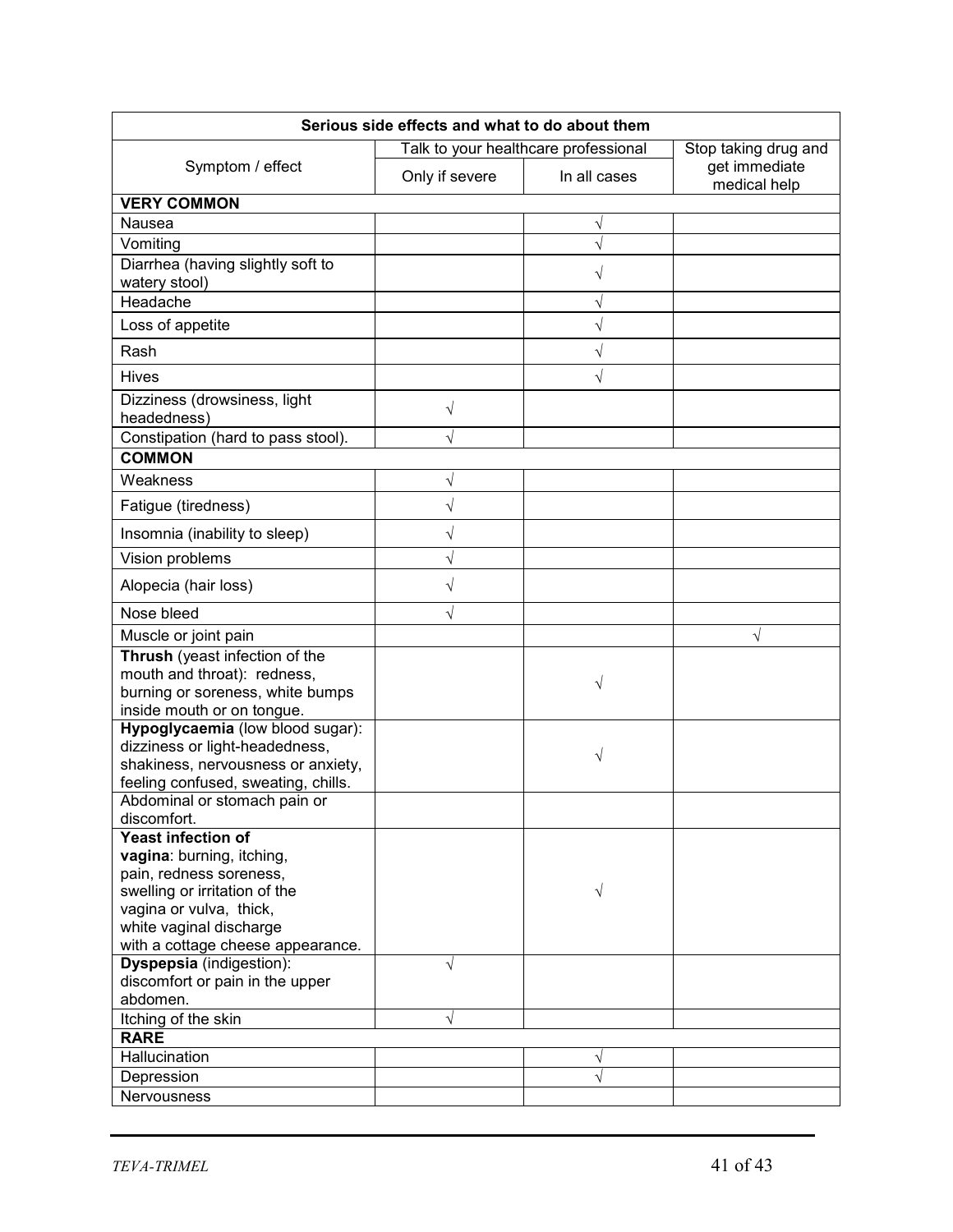| Serious side effects and what to do about them | | | |
|---|---|---|---|
| Symptom / effect | Talk to your healthcare professional | | Stop taking drug and get immediate medical help |
| | Only if severe | In all cases | |
| **VERY COMMON** | | | |
| Nausea | | √ | |
| Vomiting | | √ | |
| Diarrhea (having slightly soft to watery stool) | | √ | |
| Headache | | √ | |
| Loss of appetite | | √ | |
| Rash | | √ | |
| Hives | | √ | |
| Dizziness (drowsiness, light headedness) | √ | | |
| Constipation (hard to pass stool). | √ | | |
| **COMMON** | | | |
| Weakness | √ | | |
| Fatigue (tiredness) | √ | | |
| Insomnia (inability to sleep) | √ | | |
| Vision problems | √ | | |
| Alopecia (hair loss) | √ | | |
| Nose bleed | √ | | |
| Muscle or joint pain | | | √ |
| **Thrush** (yeast infection of the mouth and throat): redness, burning or soreness, white bumps inside mouth or on tongue. | | √ | |
| **Hypoglycaemia** (low blood sugar): dizziness or light-headedness, shakiness, nervousness or anxiety, feeling confused, sweating, chills. | | √ | |
| Abdominal or stomach pain or discomfort. | | | |
| **Yeast infection of vagina**: burning, itching, pain, redness soreness, swelling or irritation of the vagina or vulva, thick, white vaginal discharge with a cottage cheese appearance. | | √ | |
| **Dyspepsia** (indigestion): discomfort or pain in the upper abdomen. | √ | | |
| Itching of the skin | √ | | |
| **RARE** | | | |
| Hallucination | | √ | |
| Depression | | √ | |
| Nervousness | | | |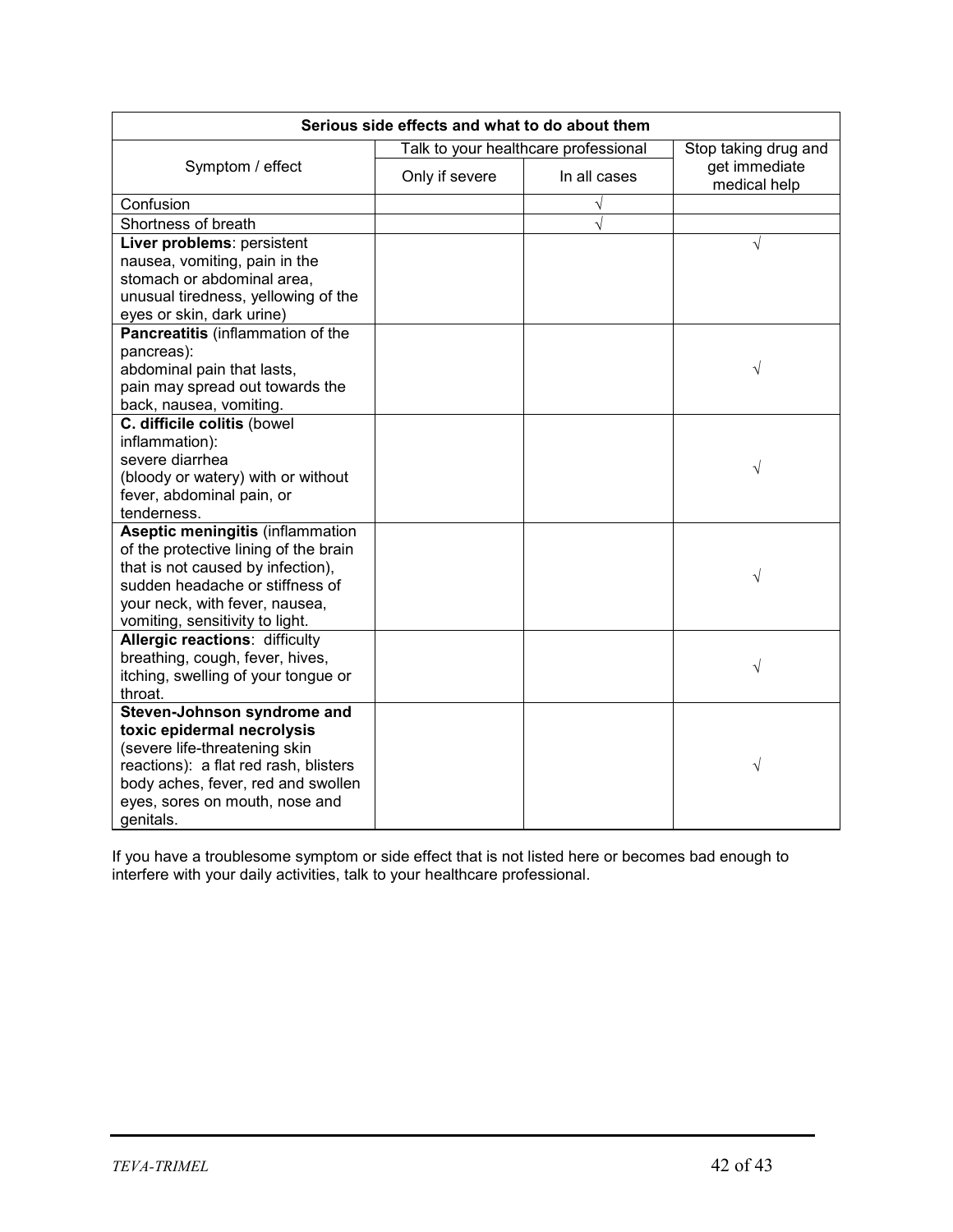| Serious side effects and what to do about them | | | |
|---|---|---|---|
| Symptom / effect | Talk to your healthcare professional | | Stop taking drug and get immediate medical help |
| | Only if severe | In all cases | |
| Confusion | | √ | |
| Shortness of breath | | √ | |
| **Liver problems**: persistent nausea, vomiting, pain in the stomach or abdominal area, unusual tiredness, yellowing of the eyes or skin, dark urine) | | | √ |
| **Pancreatitis** (inflammation of the pancreas): abdominal pain that lasts, pain may spread out towards the back, nausea, vomiting. | | | √ |
| **C. difficile colitis** (bowel inflammation): severe diarrhea (bloody or watery) with or without fever, abdominal pain, or tenderness. | | | √ |
| **Aseptic meningitis** (inflammation of the protective lining of the brain that is not caused by infection), sudden headache or stiffness of your neck, with fever, nausea, vomiting, sensitivity to light. | | | √ |
| **Allergic reactions**: difficulty breathing, cough, fever, hives, itching, swelling of your tongue or throat. | | | √ |
| **Steven-Johnson syndrome and toxic epidermal necrolysis** (severe life-threatening skin reactions): a flat red rash, blisters body aches, fever, red and swollen eyes, sores on mouth, nose and genitals. | | | √ |

If you have a troublesome symptom or side effect that is not listed here or becomes bad enough to interfere with your daily activities, talk to your healthcare professional.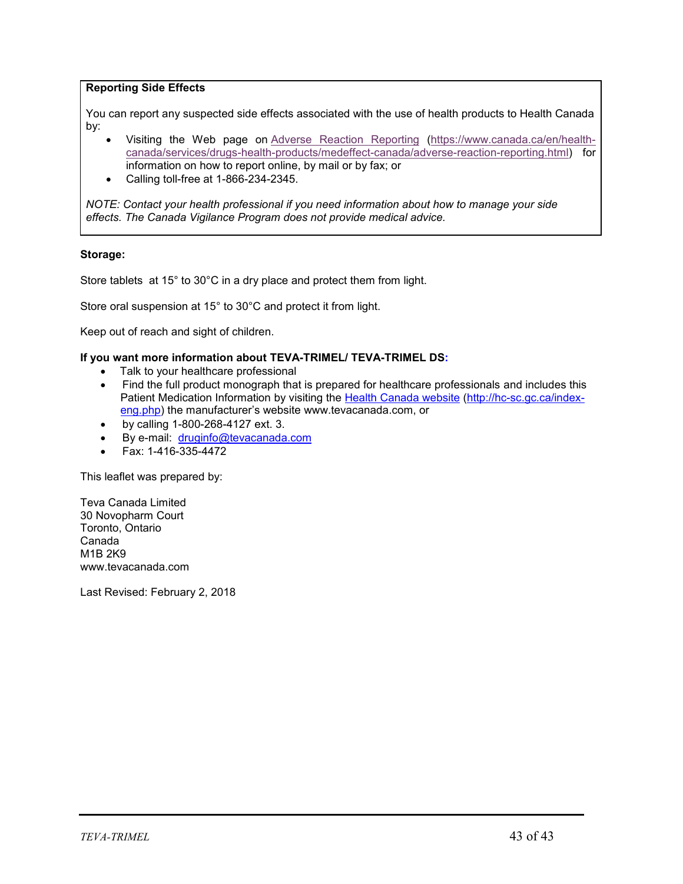**Reporting Side Effects**

You can report any suspected side effects associated with the use of health products to Health Canada by:

- Visiting the Web page on Adverse Reaction Reporting (https://www.canada.ca/en/health-canada/services/drugs-health-products/medeffect-canada/adverse-reaction-reporting.html) for information on how to report online, by mail or by fax; or
- Calling toll-free at 1-866-234-2345.

*NOTE: Contact your health professional if you need information about how to manage your side effects. The Canada Vigilance Program does not provide medical advice.*

**Storage:**

Store tablets at 15° to 30°C in a dry place and protect them from light.

Store oral suspension at 15° to 30°C and protect it from light.

Keep out of reach and sight of children.

**If you want more information about TEVA-TRIMEL/ TEVA-TRIMEL DS:**

- Talk to your healthcare professional
- Find the full product monograph that is prepared for healthcare professionals and includes this Patient Medication Information by visiting the Health Canada website (http://hc-sc.gc.ca/index-eng.php) the manufacturer's website www.tevacanada.com, or
- by calling 1-800-268-4127 ext. 3.
- By e-mail: druginfo@tevacanada.com
- Fax: 1-416-335-4472

This leaflet was prepared by:

Teva Canada Limited
30 Novopharm Court
Toronto, Ontario
Canada
M1B 2K9
www.tevacanada.com

Last Revised: February 2, 2018